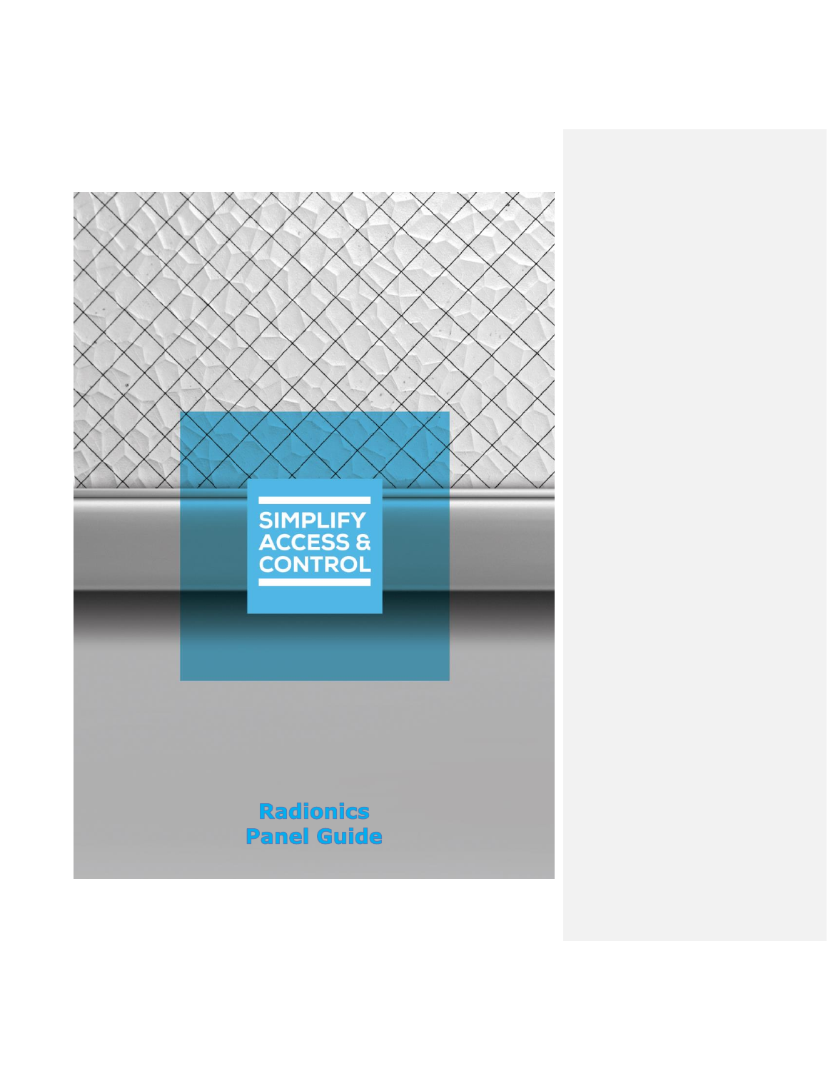SIMPLIFY ACCESS & CONTROL

# Radionics Panel Guide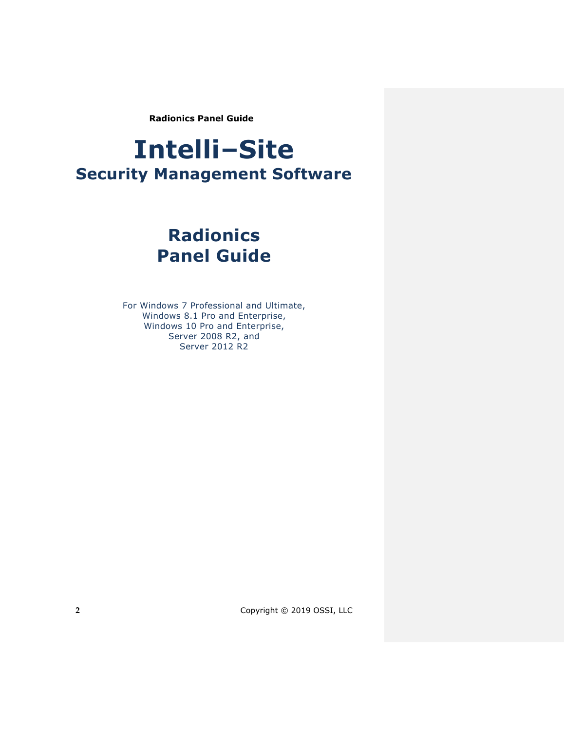# Intelli–Site

## Security Management Software

# Radionics Panel Guide

For Windows 7 Professional and Ultimate,
Windows 8.1 Pro and Enterprise,
Windows 10 Pro and Enterprise,
Server 2008 R2, and
Server 2012 R2

Copyright © 2019 OSSI, LLC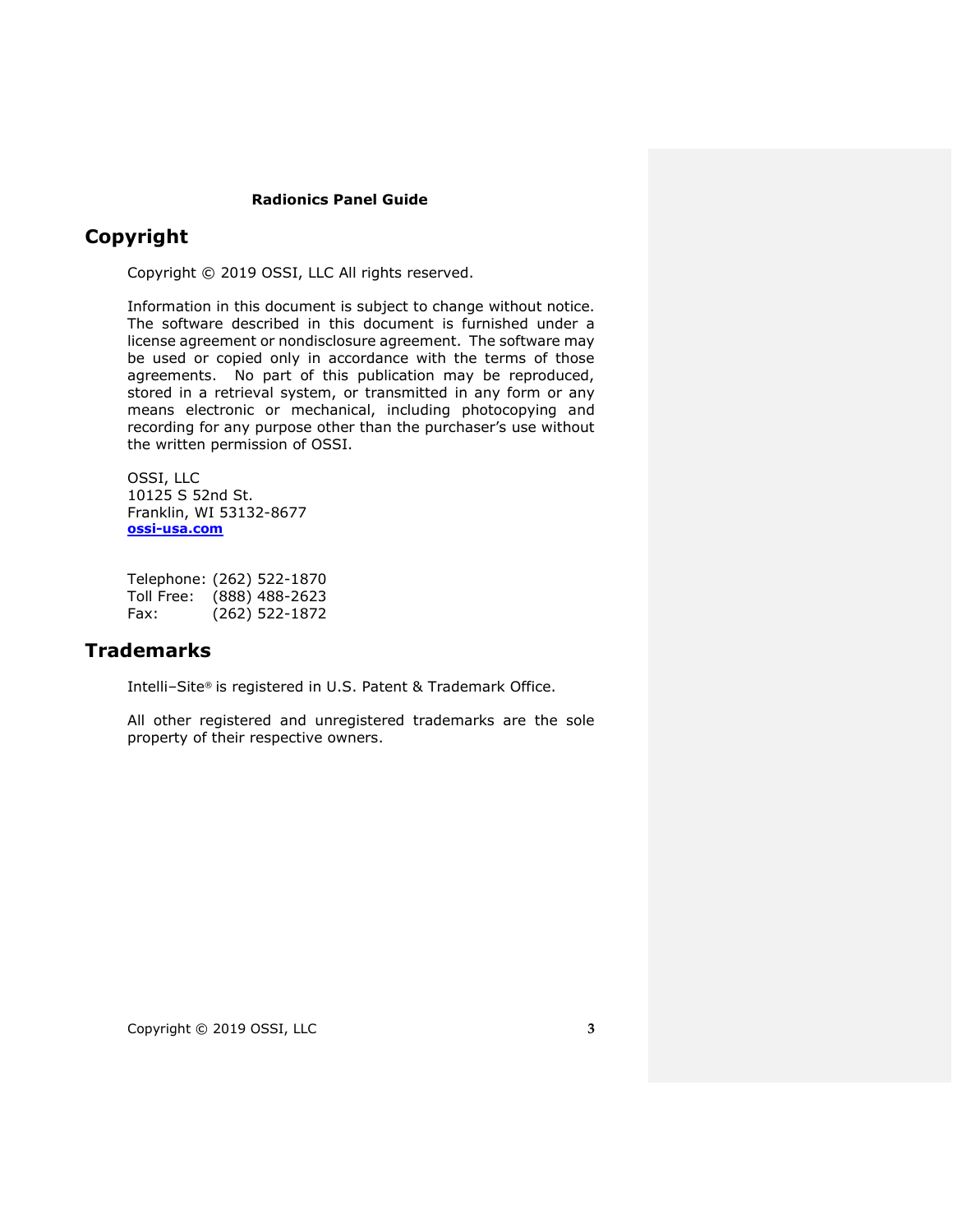**Radionics Panel Guide**

# Copyright

Copyright © 2019 OSSI, LLC All rights reserved.

Information in this document is subject to change without notice. The software described in this document is furnished under a license agreement or nondisclosure agreement. The software may be used or copied only in accordance with the terms of those agreements. No part of this publication may be reproduced, stored in a retrieval system, or transmitted in any form or any means electronic or mechanical, including photocopying and recording for any purpose other than the purchaser's use without the written permission of OSSI.

OSSI, LLC
10125 S 52nd St.
Franklin, WI 53132-8677
**ossi-usa.com**

Telephone: (262) 522-1870
Toll Free: (888) 488-2623
Fax: (262) 522-1872

# Trademarks

Intelli–Site® is registered in U.S. Patent & Trademark Office.

All other registered and unregistered trademarks are the sole property of their respective owners.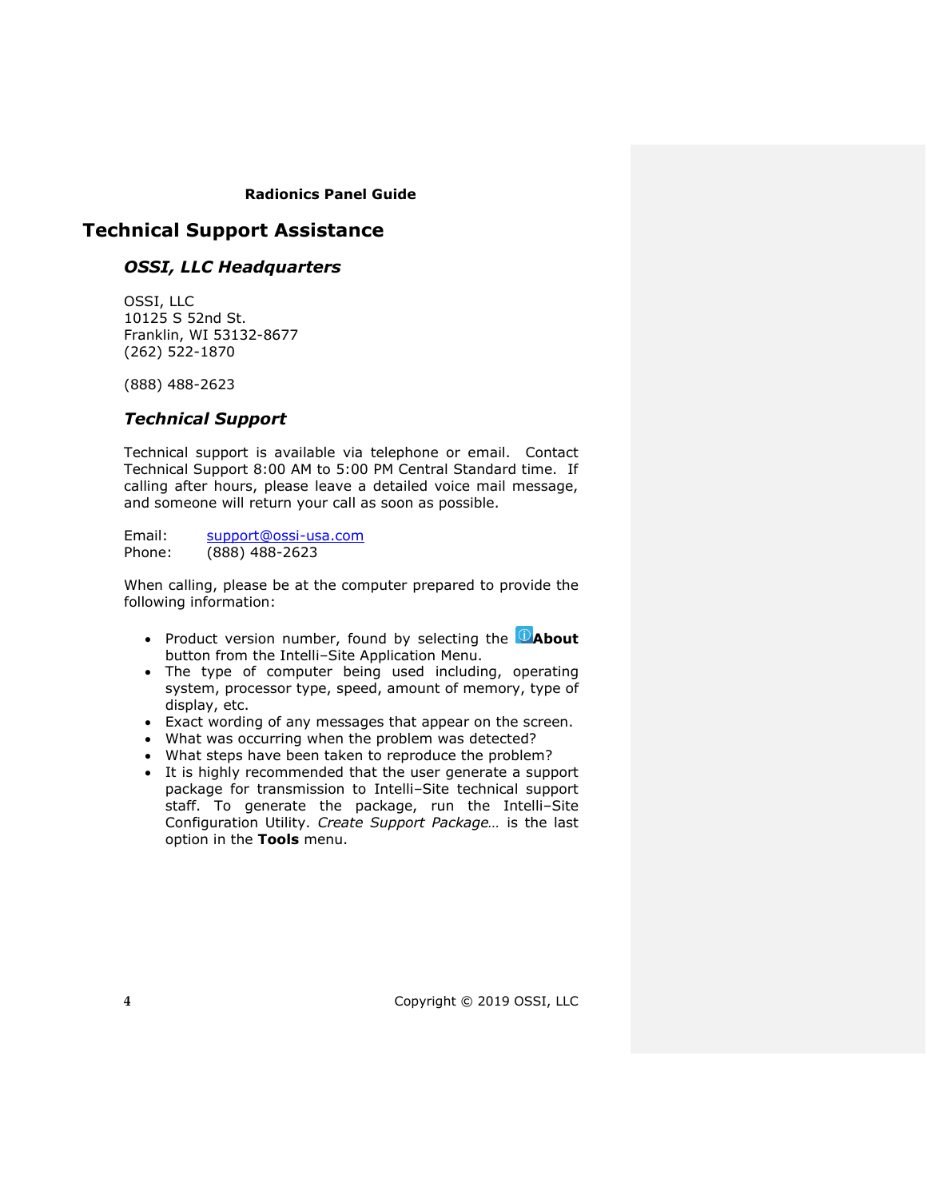## Technical Support Assistance

### *OSSI, LLC Headquarters*

OSSI, LLC
10125 S 52nd St.
Franklin, WI 53132-8677
(262) 522-1870

(888) 488-2623

### *Technical Support*

Technical support is available via telephone or email. Contact Technical Support 8:00 AM to 5:00 PM Central Standard time. If calling after hours, please leave a detailed voice mail message, and someone will return your call as soon as possible.

Email: support@ossi-usa.com
Phone: (888) 488-2623

When calling, please be at the computer prepared to provide the following information:

- Product version number, found by selecting the **About** button from the Intelli–Site Application Menu.
- The type of computer being used including, operating system, processor type, speed, amount of memory, type of display, etc.
- Exact wording of any messages that appear on the screen.
- What was occurring when the problem was detected?
- What steps have been taken to reproduce the problem?
- It is highly recommended that the user generate a support package for transmission to Intelli–Site technical support staff. To generate the package, run the Intelli–Site Configuration Utility. *Create Support Package…* is the last option in the **Tools** menu.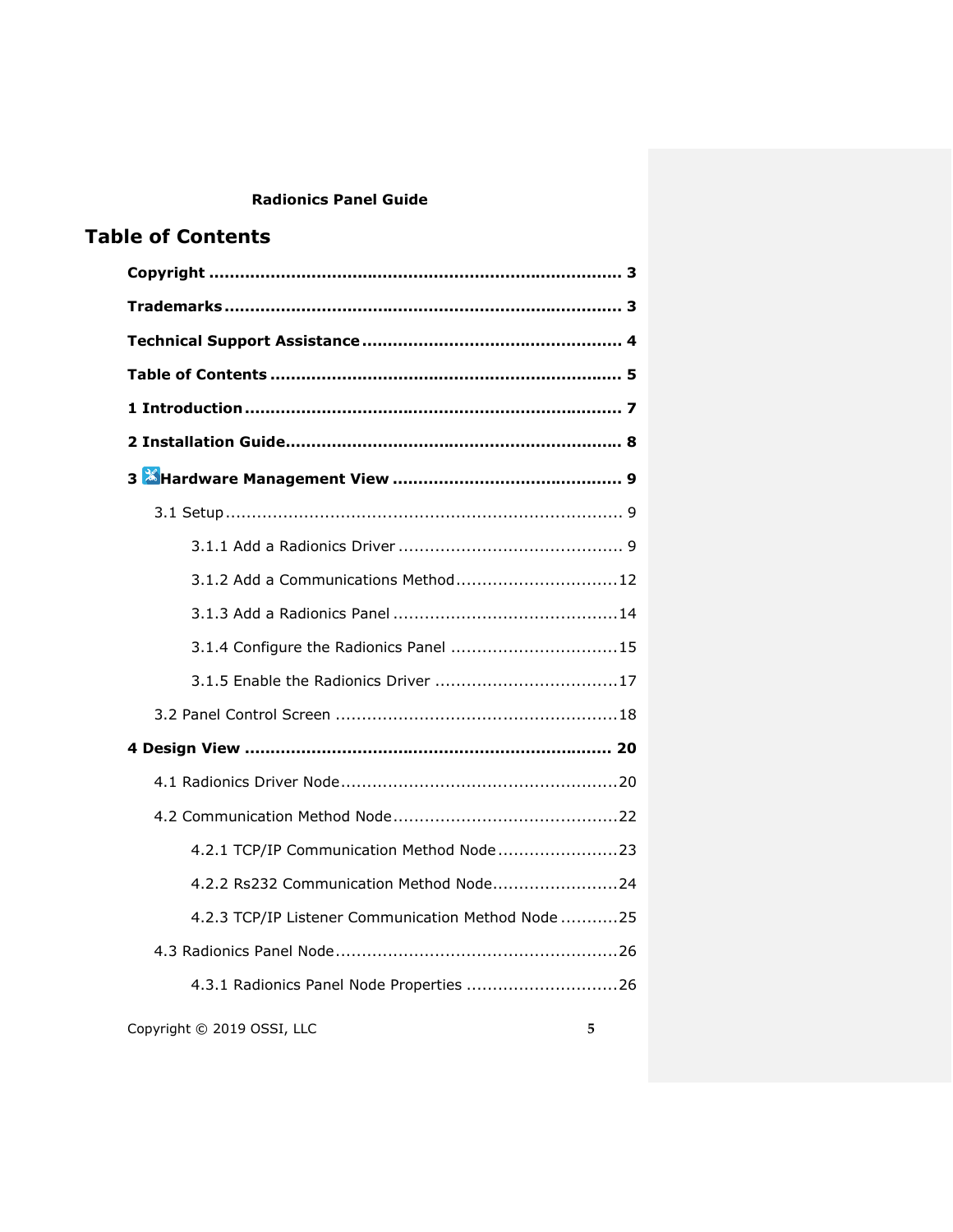**Radionics Panel Guide**

# Table of Contents

**Copyright** ........................................................................ **3**

**Trademarks** ........................................................................ **3**

**Technical Support Assistance** ................................................ **4**

**Table of Contents** ................................................................ **5**

**1 Introduction** ...................................................................... **7**

**2 Installation Guide** ............................................................... **8**

**3 Hardware Management View** .............................................. **9**

- 3.1 Setup ........................................................................... 9
  - 3.1.1 Add a Radionics Driver ............................................ 9
  - 3.1.2 Add a Communications Method ............................... 12
  - 3.1.3 Add a Radionics Panel ........................................... 14
  - 3.1.4 Configure the Radionics Panel ................................. 15
  - 3.1.5 Enable the Radionics Driver .................................... 17
- 3.2 Panel Control Screen ..................................................... 18

**4 Design View** ....................................................................... **20**

- 4.1 Radionics Driver Node ..................................................... 20
- 4.2 Communication Method Node ........................................... 22
  - 4.2.1 TCP/IP Communication Method Node ......................... 23
  - 4.2.2 Rs232 Communication Method Node .......................... 24
  - 4.2.3 TCP/IP Listener Communication Method Node ............. 25
- 4.3 Radionics Panel Node ...................................................... 26
  - 4.3.1 Radionics Panel Node Properties ............................... 26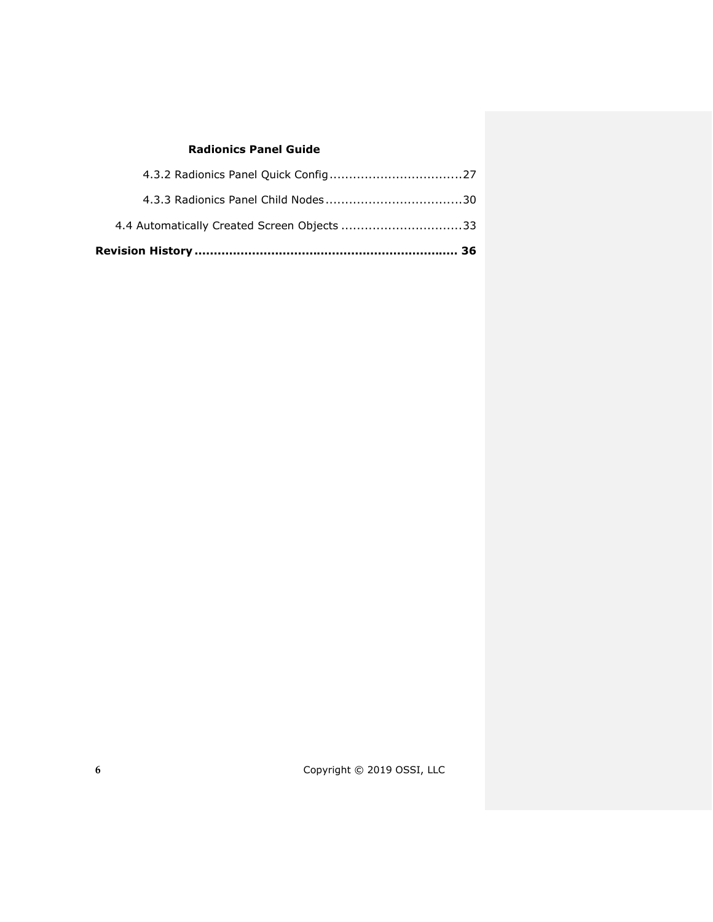4.3.2 Radionics Panel Quick Config .................................27

4.3.3 Radionics Panel Child Nodes ..................................30

4.4 Automatically Created Screen Objects ..............................33

**Revision History .................................................................. 36**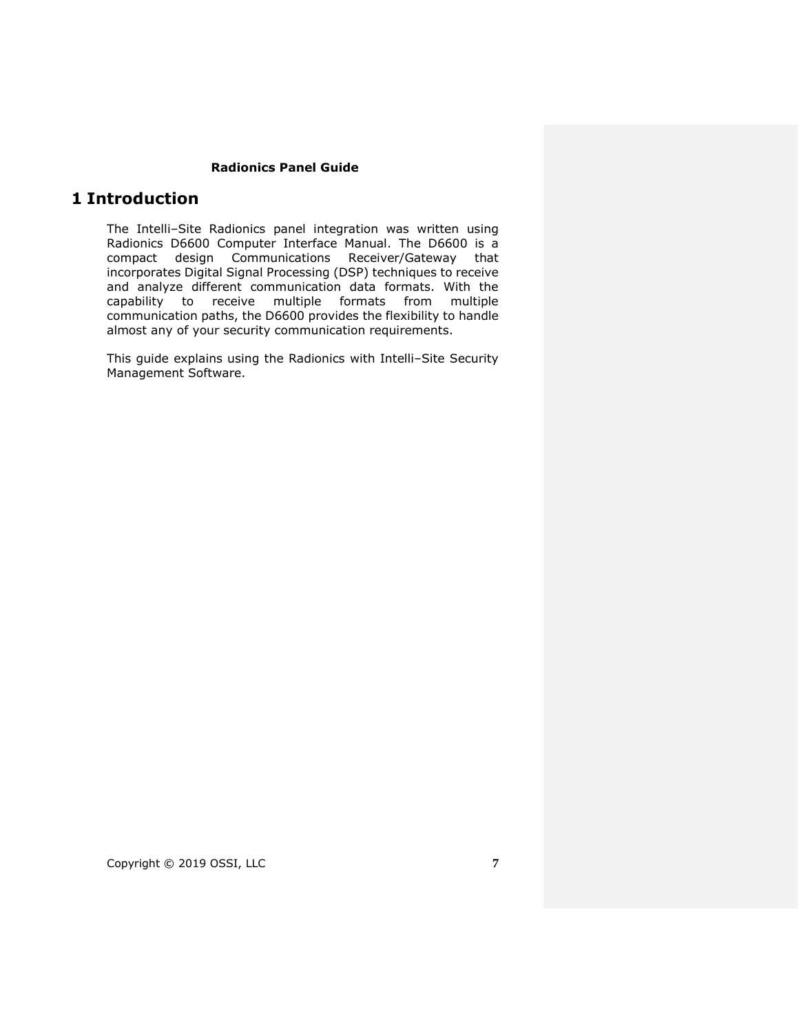**Radionics Panel Guide**

# 1 Introduction

The Intelli–Site Radionics panel integration was written using Radionics D6600 Computer Interface Manual. The D6600 is a compact design Communications Receiver/Gateway that incorporates Digital Signal Processing (DSP) techniques to receive and analyze different communication data formats. With the capability to receive multiple formats from multiple communication paths, the D6600 provides the flexibility to handle almost any of your security communication requirements.

This guide explains using the Radionics with Intelli–Site Security Management Software.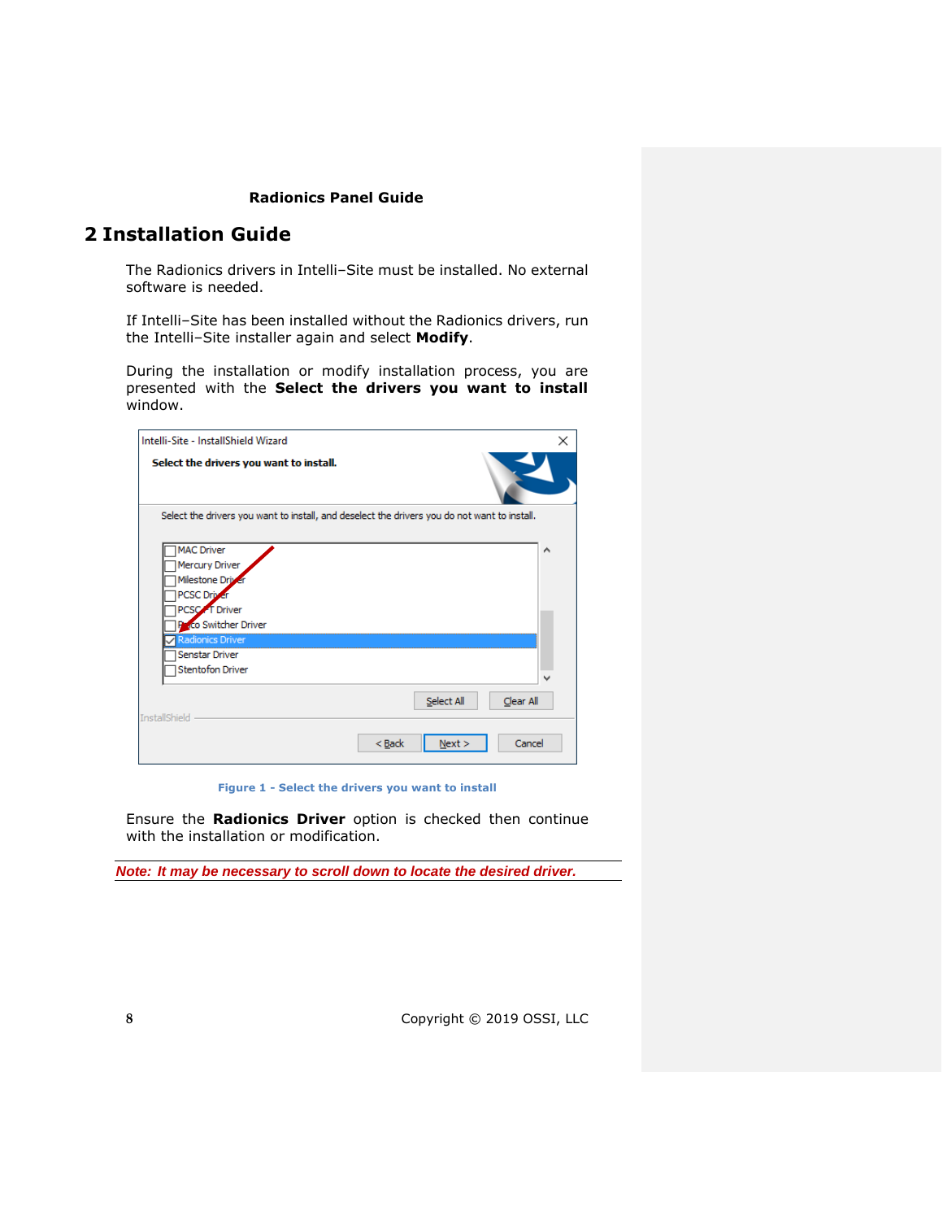# 2 Installation Guide

The Radionics drivers in Intelli–Site must be installed. No external software is needed.

If Intelli–Site has been installed without the Radionics drivers, run the Intelli–Site installer again and select **Modify**.

During the installation or modify installation process, you are presented with the **Select the drivers you want to install** window.

Figure 1 - Select the drivers you want to install

Ensure the **Radionics Driver** option is checked then continue with the installation or modification.

*Note: It may be necessary to scroll down to locate the desired driver.*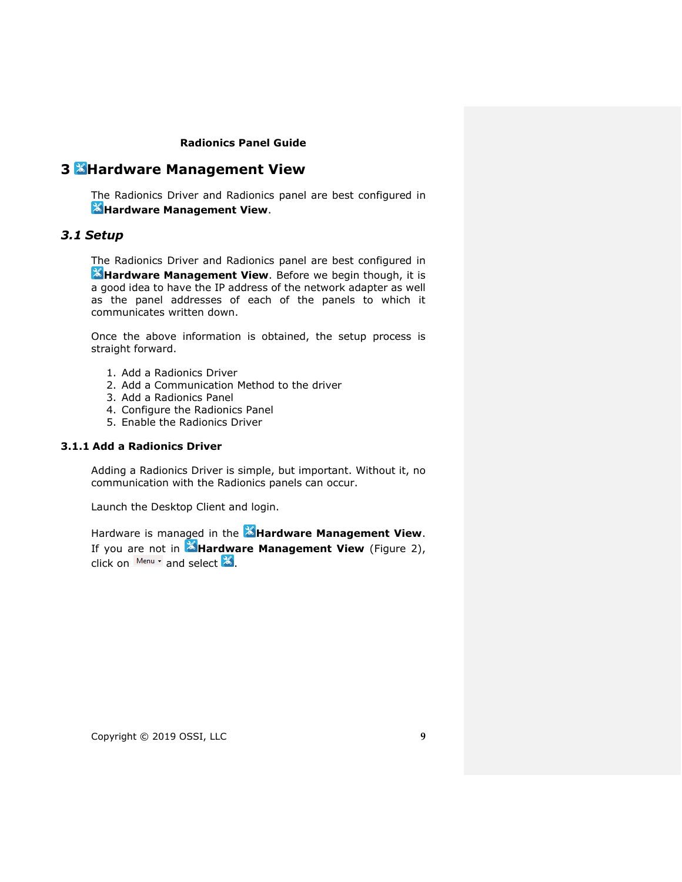# 3 Hardware Management View

The Radionics Driver and Radionics panel are best configured in **Hardware Management View**.

## *3.1 Setup*

The Radionics Driver and Radionics panel are best configured in **Hardware Management View**. Before we begin though, it is a good idea to have the IP address of the network adapter as well as the panel addresses of each of the panels to which it communicates written down.

Once the above information is obtained, the setup process is straight forward.

1. Add a Radionics Driver
2. Add a Communication Method to the driver
3. Add a Radionics Panel
4. Configure the Radionics Panel
5. Enable the Radionics Driver

### 3.1.1 Add a Radionics Driver

Adding a Radionics Driver is simple, but important. Without it, no communication with the Radionics panels can occur.

Launch the Desktop Client and login.

Hardware is managed in the **Hardware Management View**. If you are not in **Hardware Management View** (Figure 2), click on Menu and select .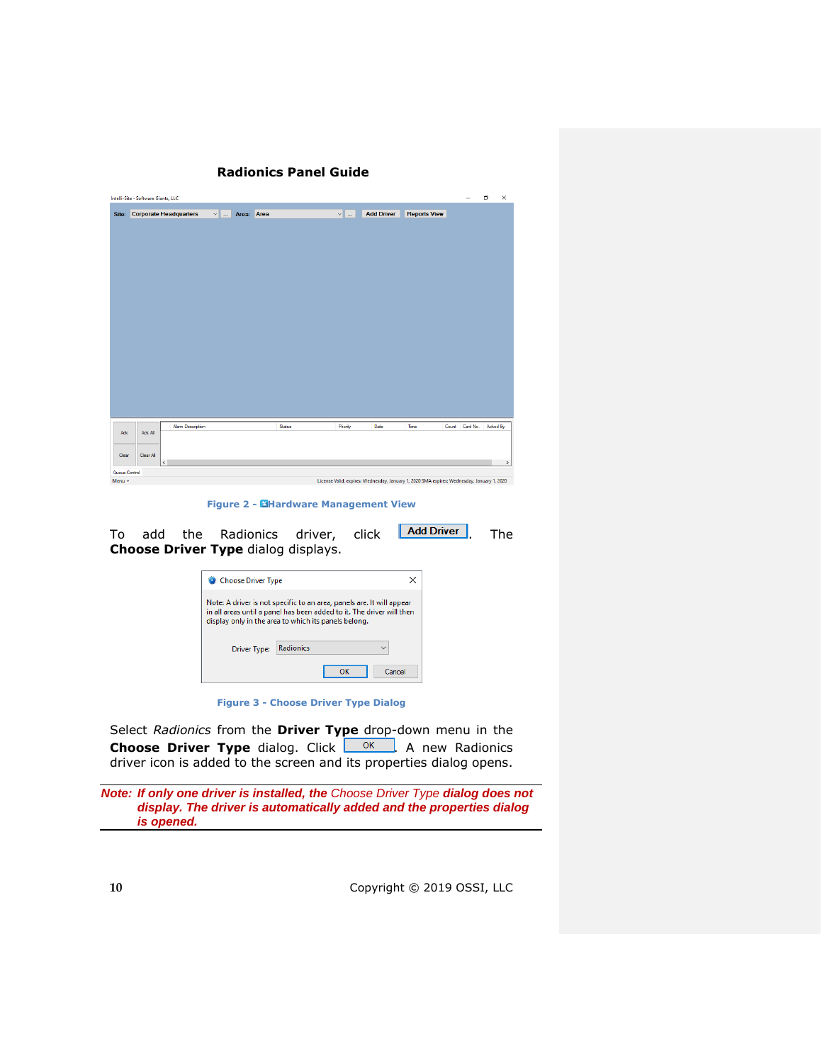Figure 2 - Hardware Management View

To add the Radionics driver, click **Add Driver**. The **Choose Driver Type** dialog displays.

Figure 3 - Choose Driver Type Dialog

Select *Radionics* from the **Driver Type** drop-down menu in the **Choose Driver Type** dialog. Click OK. A new Radionics driver icon is added to the screen and its properties dialog opens.

***Note: If only one driver is installed, the*** *Choose Driver Type* ***dialog does not display. The driver is automatically added and the properties dialog is opened.***

Copyright © 2019 OSSI, LLC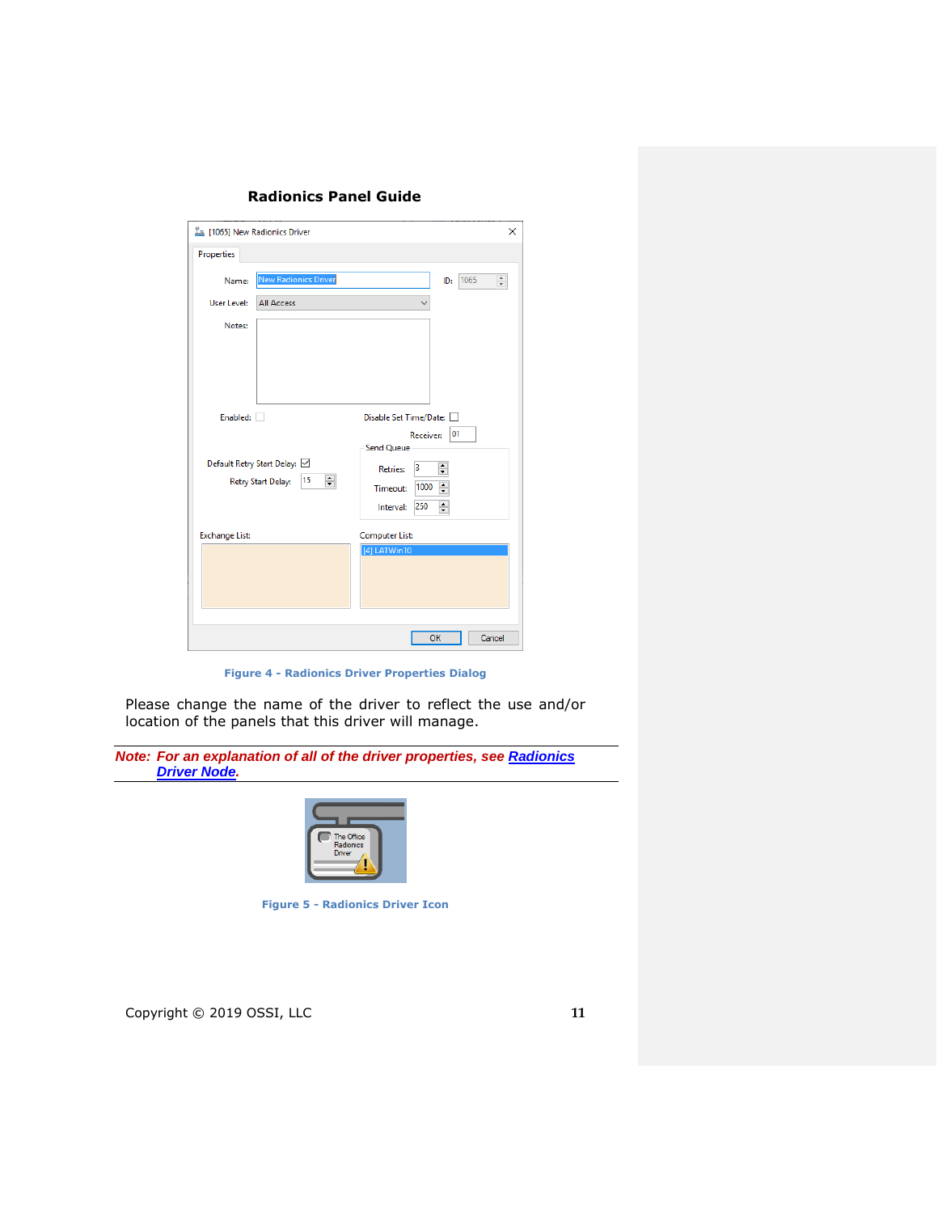Figure 4 - Radionics Driver Properties Dialog

Please change the name of the driver to reflect the use and/or location of the panels that this driver will manage.

***Note: For an explanation of all of the driver properties, see Radionics Driver Node.***

Figure 5 - Radionics Driver Icon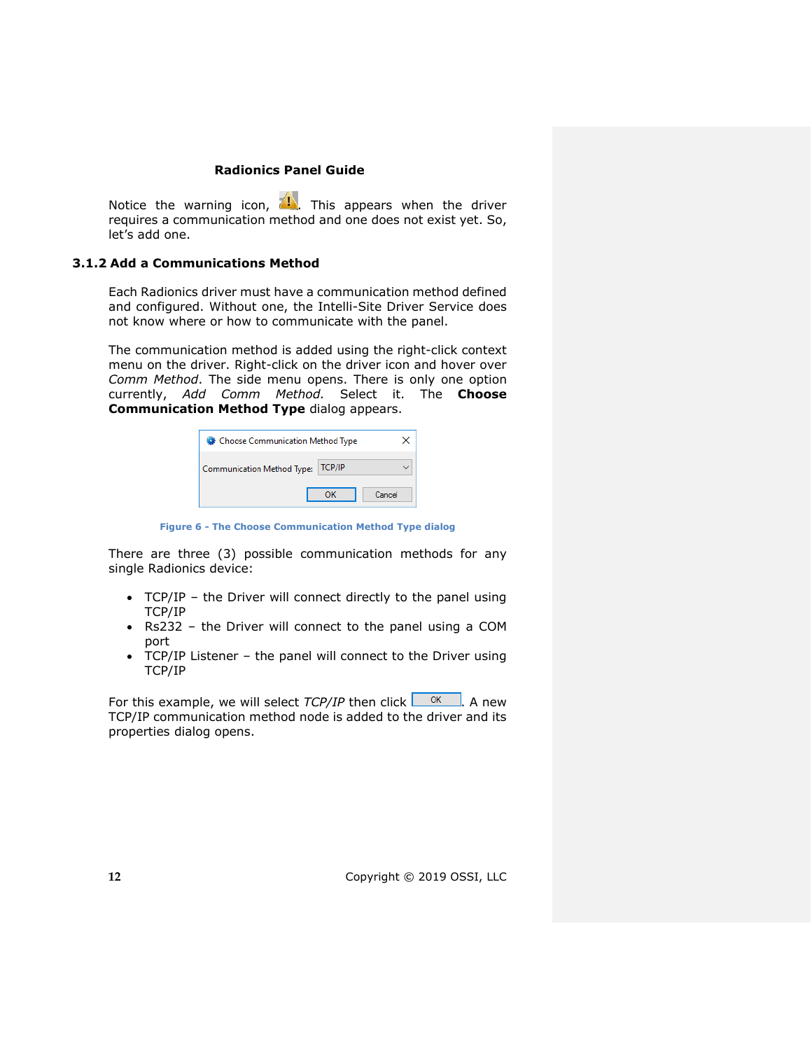Notice the warning icon, ⚠. This appears when the driver requires a communication method and one does not exist yet. So, let's add one.

### 3.1.2 Add a Communications Method

Each Radionics driver must have a communication method defined and configured. Without one, the Intelli-Site Driver Service does not know where or how to communicate with the panel.

The communication method is added using the right-click context menu on the driver. Right-click on the driver icon and hover over *Comm Method*. The side menu opens. There is only one option currently, *Add Comm Method.* Select it. The **Choose Communication Method Type** dialog appears.

Figure 6 - The Choose Communication Method Type dialog

There are three (3) possible communication methods for any single Radionics device:

- TCP/IP – the Driver will connect directly to the panel using TCP/IP
- Rs232 – the Driver will connect to the panel using a COM port
- TCP/IP Listener – the panel will connect to the Driver using TCP/IP

For this example, we will select *TCP/IP* then click OK. A new TCP/IP communication method node is added to the driver and its properties dialog opens.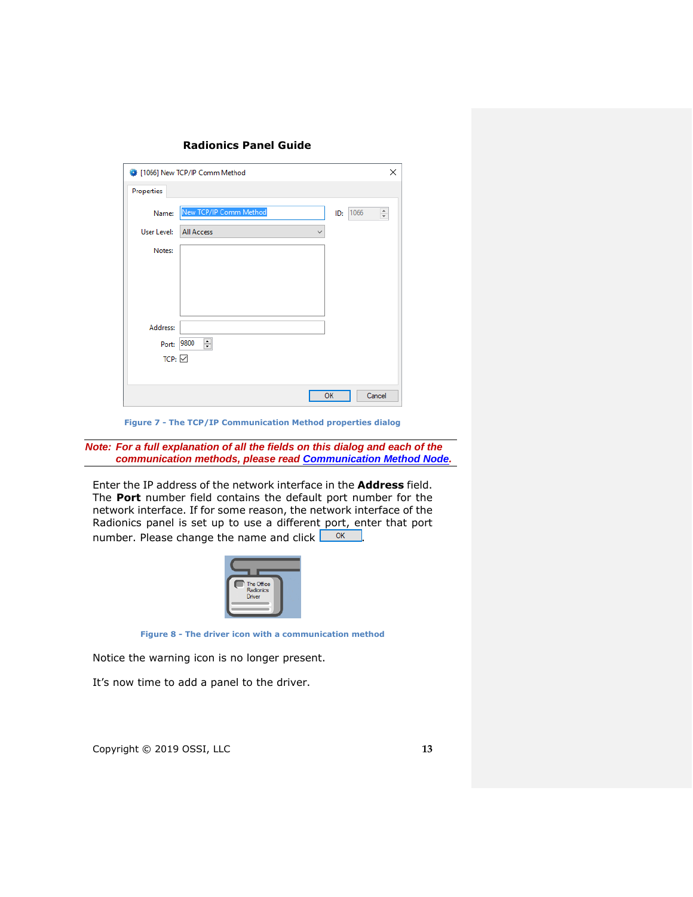**Radionics Panel Guide**

Figure 7 - The TCP/IP Communication Method properties dialog

***Note: For a full explanation of all the fields on this dialog and each of the communication methods, please read [Communication Method Node](#).***

Enter the IP address of the network interface in the **Address** field. The **Port** number field contains the default port number for the network interface. If for some reason, the network interface of the Radionics panel is set up to use a different port, enter that port number. Please change the name and click OK.

Figure 8 - The driver icon with a communication method

Notice the warning icon is no longer present.

It's now time to add a panel to the driver.

Copyright © 2019 OSSI, LLC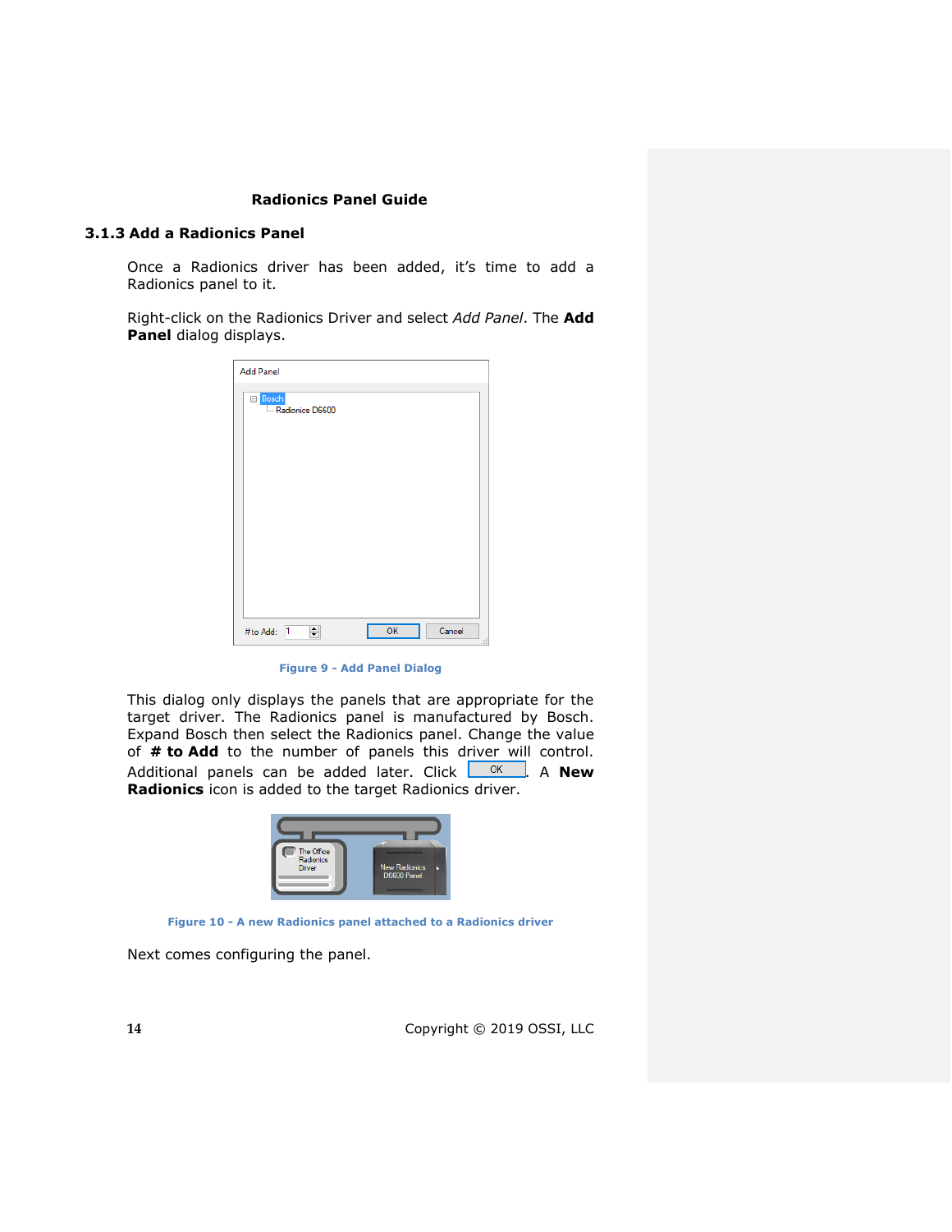### 3.1.3 Add a Radionics Panel

Once a Radionics driver has been added, it's time to add a Radionics panel to it.

Right-click on the Radionics Driver and select *Add Panel*. The **Add Panel** dialog displays.

Figure 9 - Add Panel Dialog

This dialog only displays the panels that are appropriate for the target driver. The Radionics panel is manufactured by Bosch. Expand Bosch then select the Radionics panel. Change the value of **# to Add** to the number of panels this driver will control. Additional panels can be added later. Click OK. A **New Radionics** icon is added to the target Radionics driver.

Figure 10 - A new Radionics panel attached to a Radionics driver

Next comes configuring the panel.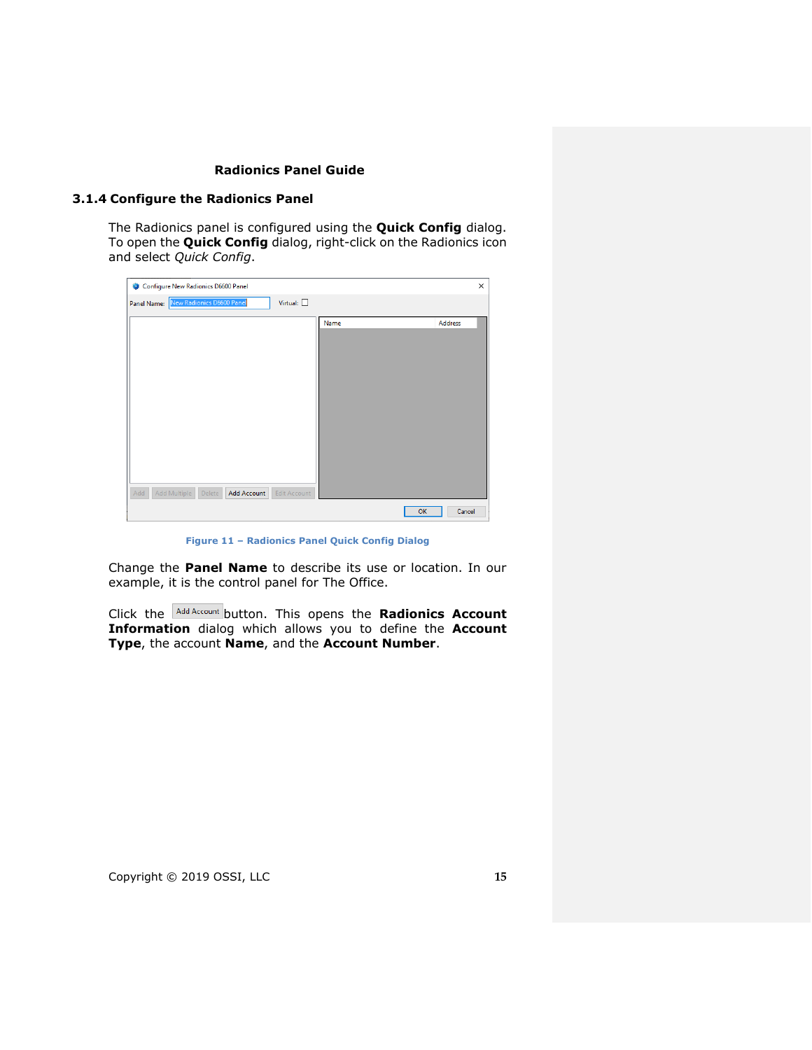### 3.1.4 Configure the Radionics Panel

The Radionics panel is configured using the **Quick Config** dialog. To open the **Quick Config** dialog, right-click on the Radionics icon and select *Quick Config*.

Figure 11 – Radionics Panel Quick Config Dialog

Change the **Panel Name** to describe its use or location. In our example, it is the control panel for The Office.

Click the Add Account button. This opens the **Radionics Account Information** dialog which allows you to define the **Account Type**, the account **Name**, and the **Account Number**.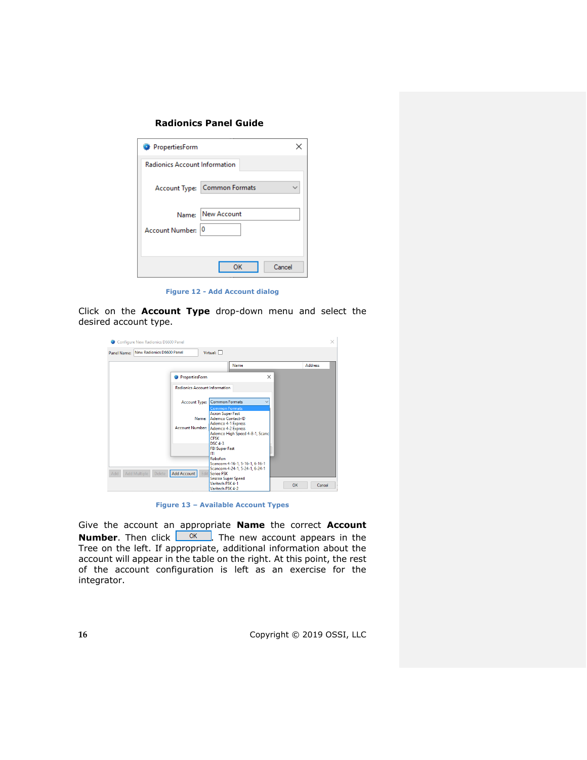Figure 12 - Add Account dialog

Click on the **Account Type** drop-down menu and select the desired account type.

Figure 13 – Available Account Types

Give the account an appropriate **Name** the correct **Account Number**. Then click OK. The new account appears in the Tree on the left. If appropriate, additional information about the account will appear in the table on the right. At this point, the rest of the account configuration is left as an exercise for the integrator.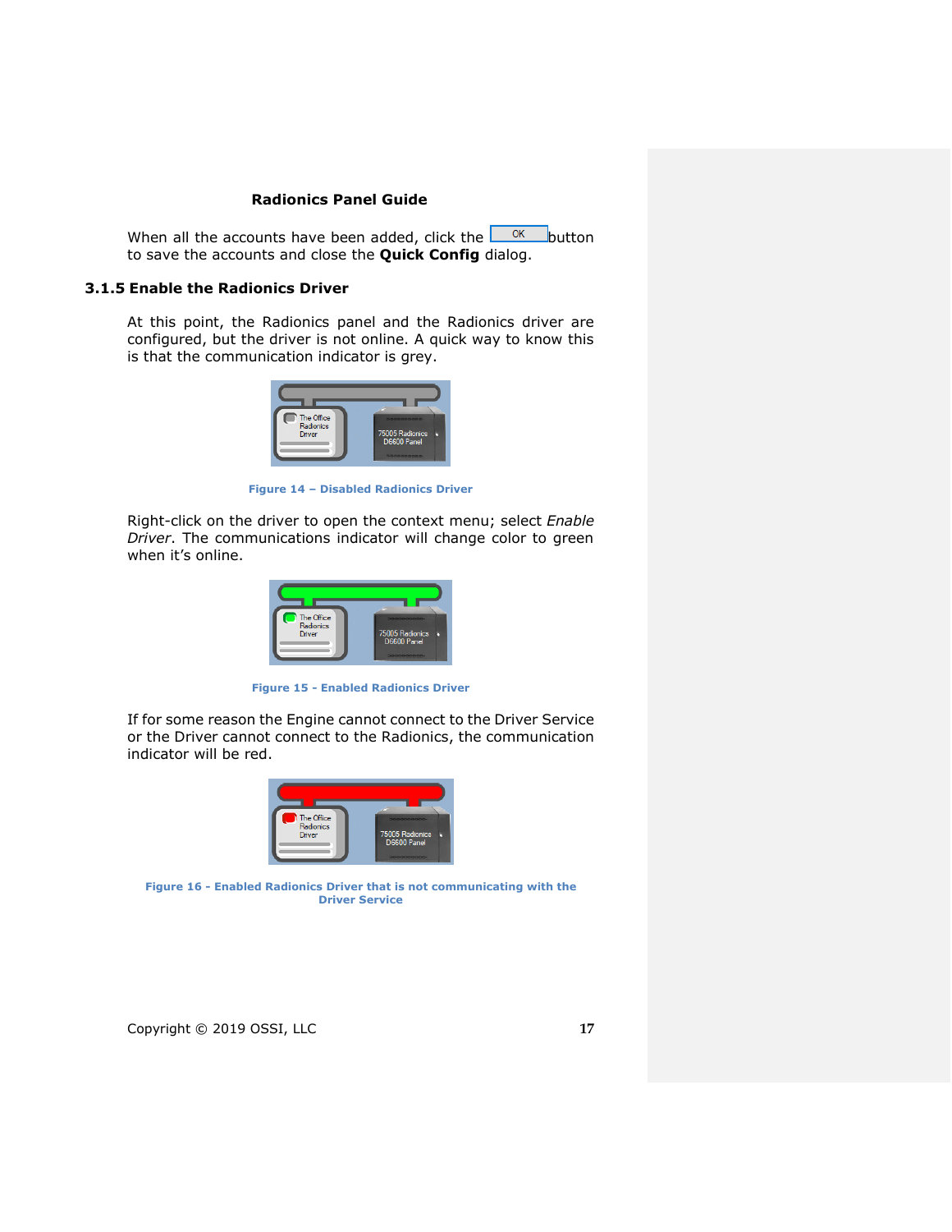When all the accounts have been added, click the OK button to save the accounts and close the **Quick Config** dialog.

### 3.1.5 Enable the Radionics Driver

At this point, the Radionics panel and the Radionics driver are configured, but the driver is not online. A quick way to know this is that the communication indicator is grey.

Figure 14 – Disabled Radionics Driver

Right-click on the driver to open the context menu; select *Enable Driver*. The communications indicator will change color to green when it's online.

Figure 15 - Enabled Radionics Driver

If for some reason the Engine cannot connect to the Driver Service or the Driver cannot connect to the Radionics, the communication indicator will be red.

Figure 16 - Enabled Radionics Driver that is not communicating with the Driver Service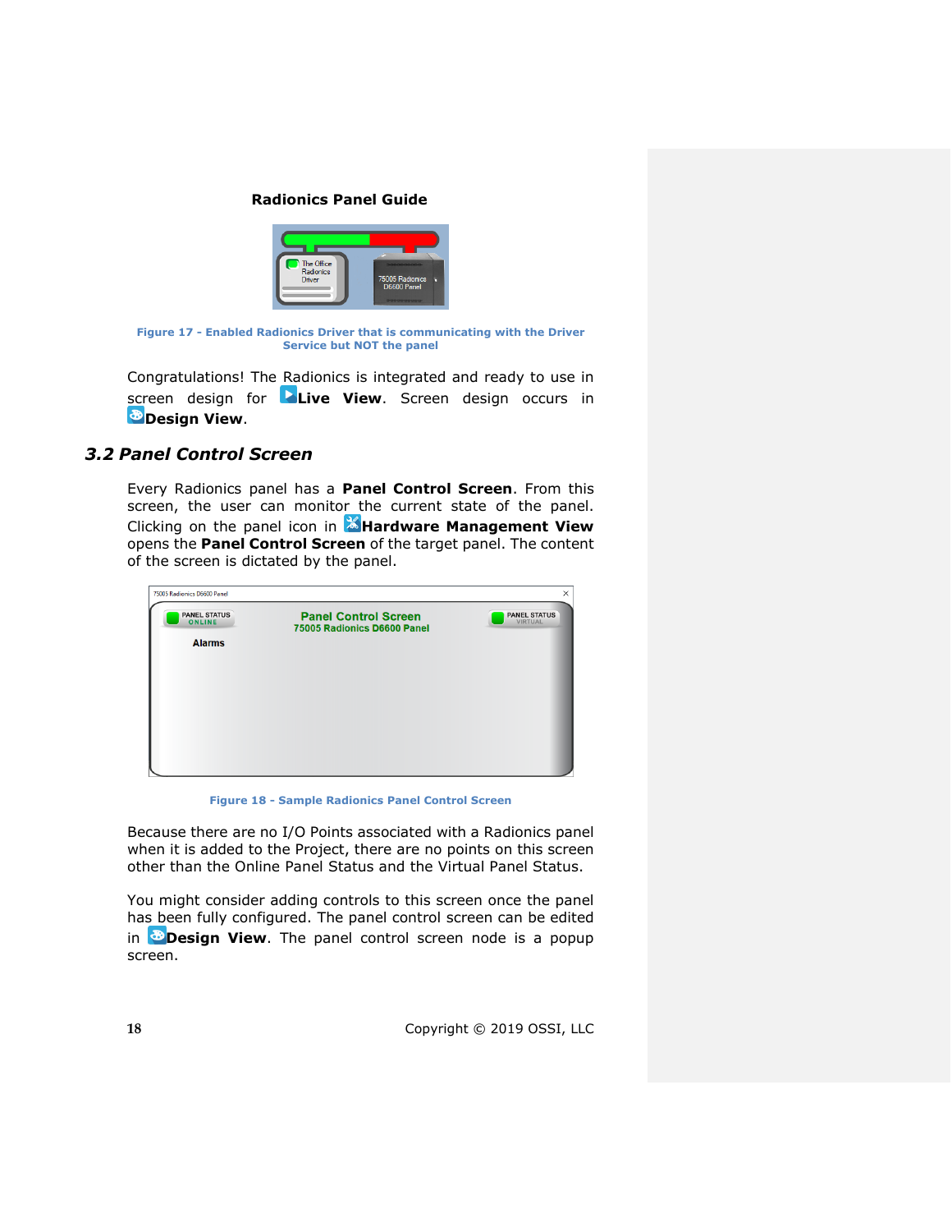**Radionics Panel Guide**

Figure 17 - Enabled Radionics Driver that is communicating with the Driver Service but NOT the panel

Congratulations! The Radionics is integrated and ready to use in screen design for **Live View**. Screen design occurs in **Design View**.

## 3.2 Panel Control Screen

Every Radionics panel has a **Panel Control Screen**. From this screen, the user can monitor the current state of the panel. Clicking on the panel icon in **Hardware Management View** opens the **Panel Control Screen** of the target panel. The content of the screen is dictated by the panel.

Figure 18 - Sample Radionics Panel Control Screen

Because there are no I/O Points associated with a Radionics panel when it is added to the Project, there are no points on this screen other than the Online Panel Status and the Virtual Panel Status.

You might consider adding controls to this screen once the panel has been fully configured. The panel control screen can be edited in **Design View**. The panel control screen node is a popup screen.

Copyright © 2019 OSSI, LLC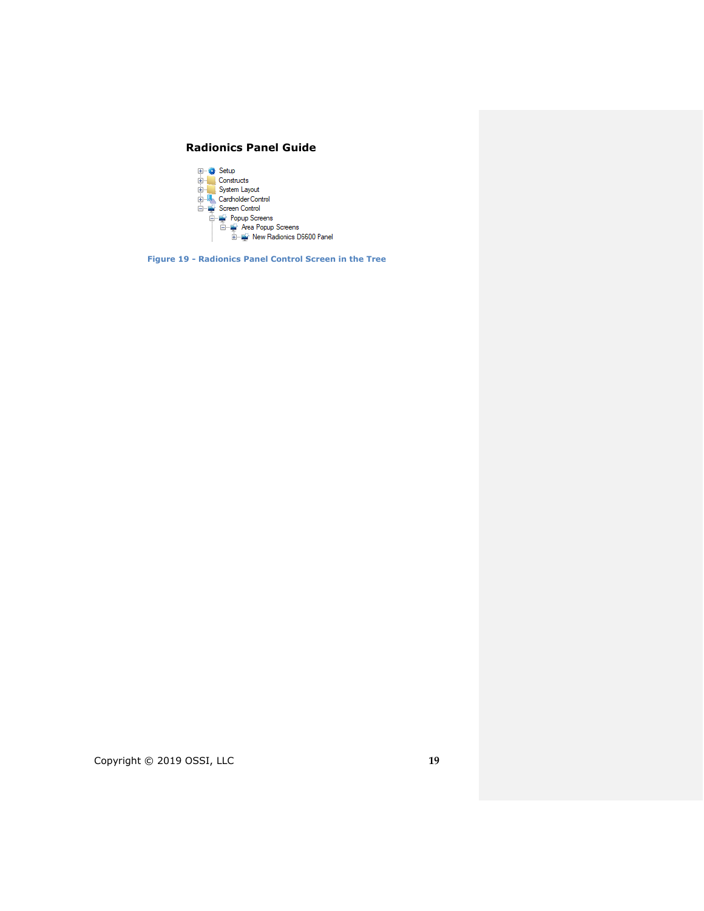- Setup
- Constructs
- System Layout
- Cardholder Control
- Screen Control
  - Popup Screens
    - Area Popup Screens
      - New Radionics D6600 Panel

**Figure 19 - Radionics Panel Control Screen in the Tree**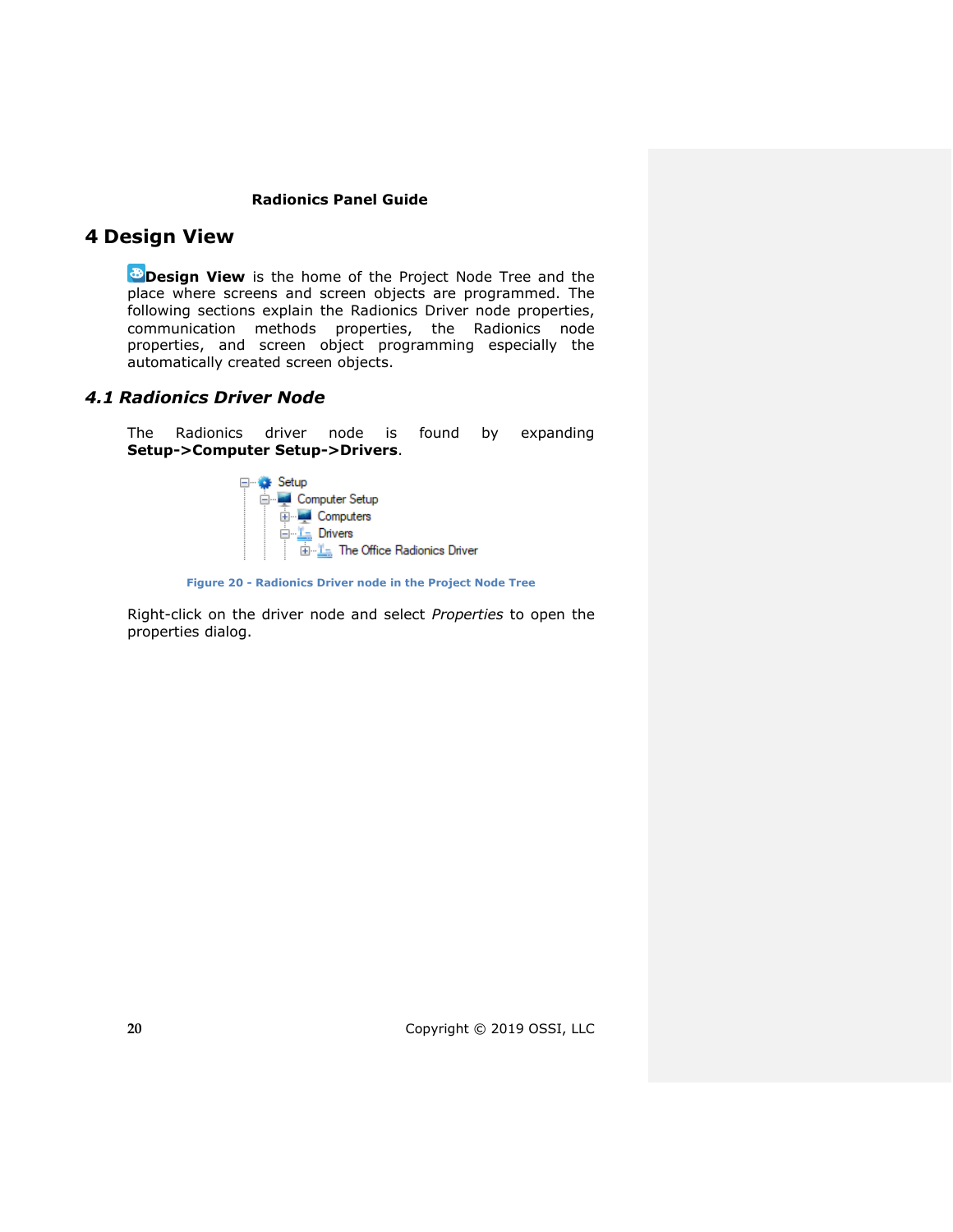# 4 Design View

**Design View** is the home of the Project Node Tree and the place where screens and screen objects are programmed. The following sections explain the Radionics Driver node properties, communication methods properties, the Radionics node properties, and screen object programming especially the automatically created screen objects.

## *4.1 Radionics Driver Node*

The Radionics driver node is found by expanding **Setup->Computer Setup->Drivers**.

Figure 20 - Radionics Driver node in the Project Node Tree

Right-click on the driver node and select *Properties* to open the properties dialog.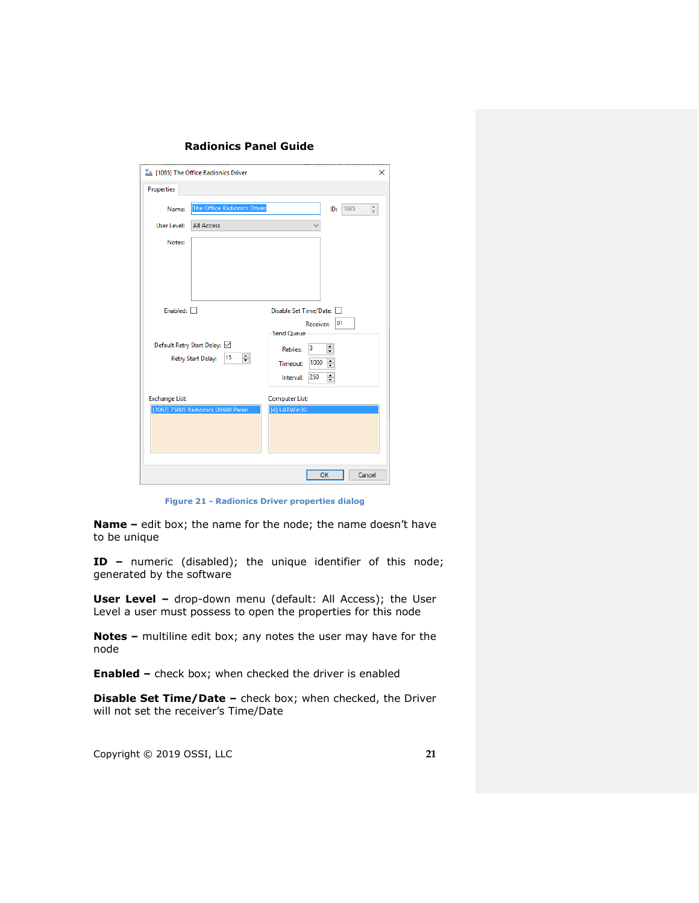Radionics Panel Guide

Figure 21 - Radionics Driver properties dialog

**Name –** edit box; the name for the node; the name doesn't have to be unique

**ID –** numeric (disabled); the unique identifier of this node; generated by the software

**User Level –** drop-down menu (default: All Access); the User Level a user must possess to open the properties for this node

**Notes –** multiline edit box; any notes the user may have for the node

**Enabled –** check box; when checked the driver is enabled

**Disable Set Time/Date –** check box; when checked, the Driver will not set the receiver's Time/Date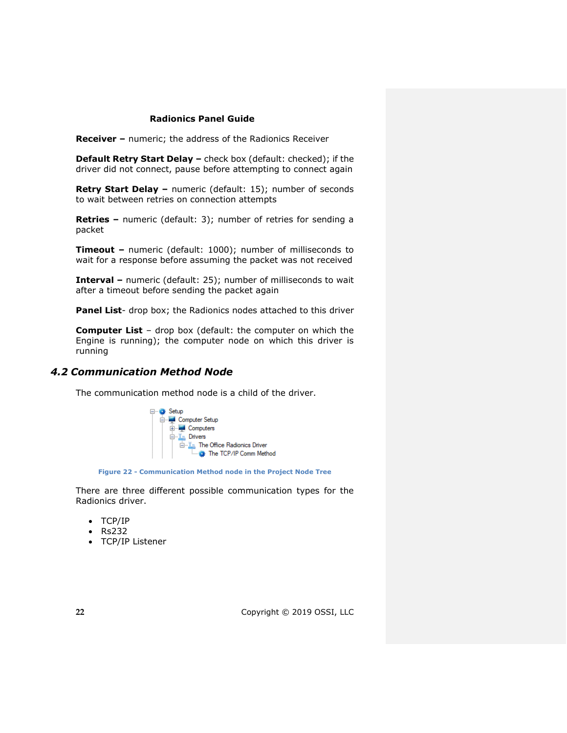**Receiver –** numeric; the address of the Radionics Receiver

**Default Retry Start Delay –** check box (default: checked); if the driver did not connect, pause before attempting to connect again

**Retry Start Delay –** numeric (default: 15); number of seconds to wait between retries on connection attempts

**Retries –** numeric (default: 3); number of retries for sending a packet

**Timeout –** numeric (default: 1000); number of milliseconds to wait for a response before assuming the packet was not received

**Interval –** numeric (default: 25); number of milliseconds to wait after a timeout before sending the packet again

**Panel List**- drop box; the Radionics nodes attached to this driver

**Computer List** – drop box (default: the computer on which the Engine is running); the computer node on which this driver is running

## *4.2 Communication Method Node*

The communication method node is a child of the driver.

Figure 22 - Communication Method node in the Project Node Tree

There are three different possible communication types for the Radionics driver.

- TCP/IP
- Rs232
- TCP/IP Listener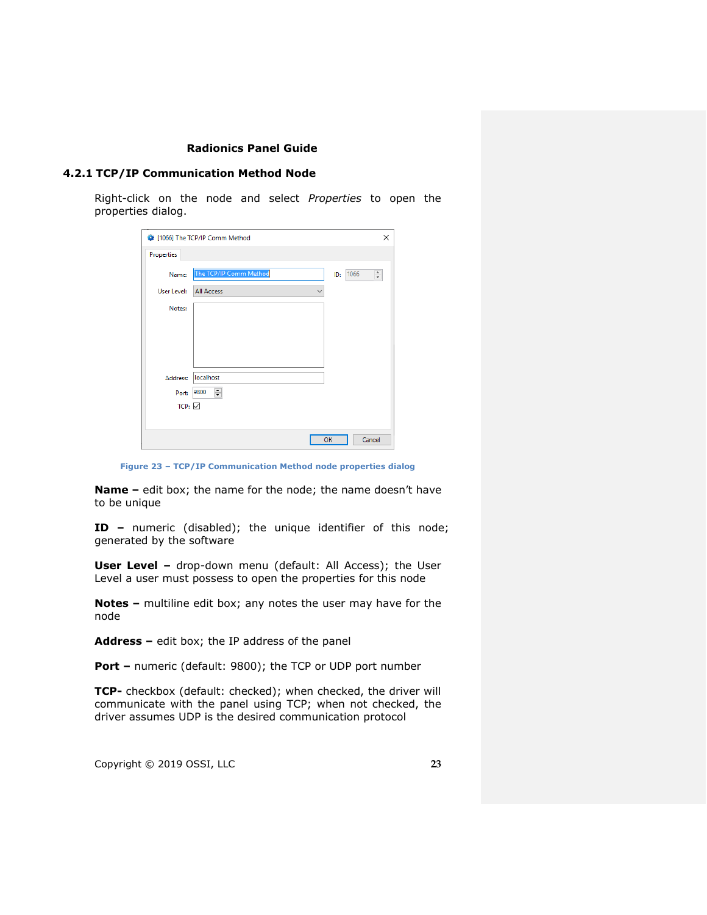## 4.2.1 TCP/IP Communication Method Node

Right-click on the node and select *Properties* to open the properties dialog.

Figure 23 – TCP/IP Communication Method node properties dialog

**Name –** edit box; the name for the node; the name doesn't have to be unique

**ID –** numeric (disabled); the unique identifier of this node; generated by the software

**User Level –** drop-down menu (default: All Access); the User Level a user must possess to open the properties for this node

**Notes –** multiline edit box; any notes the user may have for the node

**Address –** edit box; the IP address of the panel

**Port –** numeric (default: 9800); the TCP or UDP port number

**TCP-** checkbox (default: checked); when checked, the driver will communicate with the panel using TCP; when not checked, the driver assumes UDP is the desired communication protocol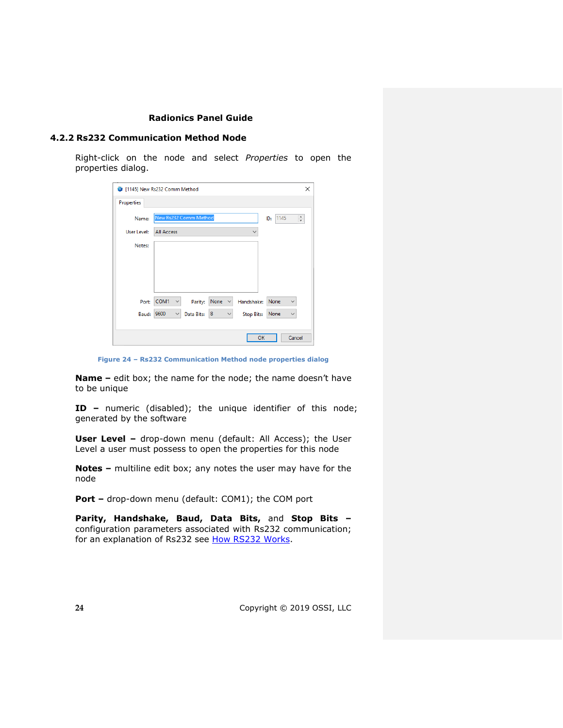## 4.2.2 Rs232 Communication Method Node

Right-click on the node and select *Properties* to open the properties dialog.

Figure 24 – Rs232 Communication Method node properties dialog

**Name –** edit box; the name for the node; the name doesn't have to be unique

**ID –** numeric (disabled); the unique identifier of this node; generated by the software

**User Level –** drop-down menu (default: All Access); the User Level a user must possess to open the properties for this node

**Notes –** multiline edit box; any notes the user may have for the node

**Port –** drop-down menu (default: COM1); the COM port

**Parity, Handshake, Baud, Data Bits,** and **Stop Bits –** configuration parameters associated with Rs232 communication; for an explanation of Rs232 see [How RS232 Works](How RS232 Works).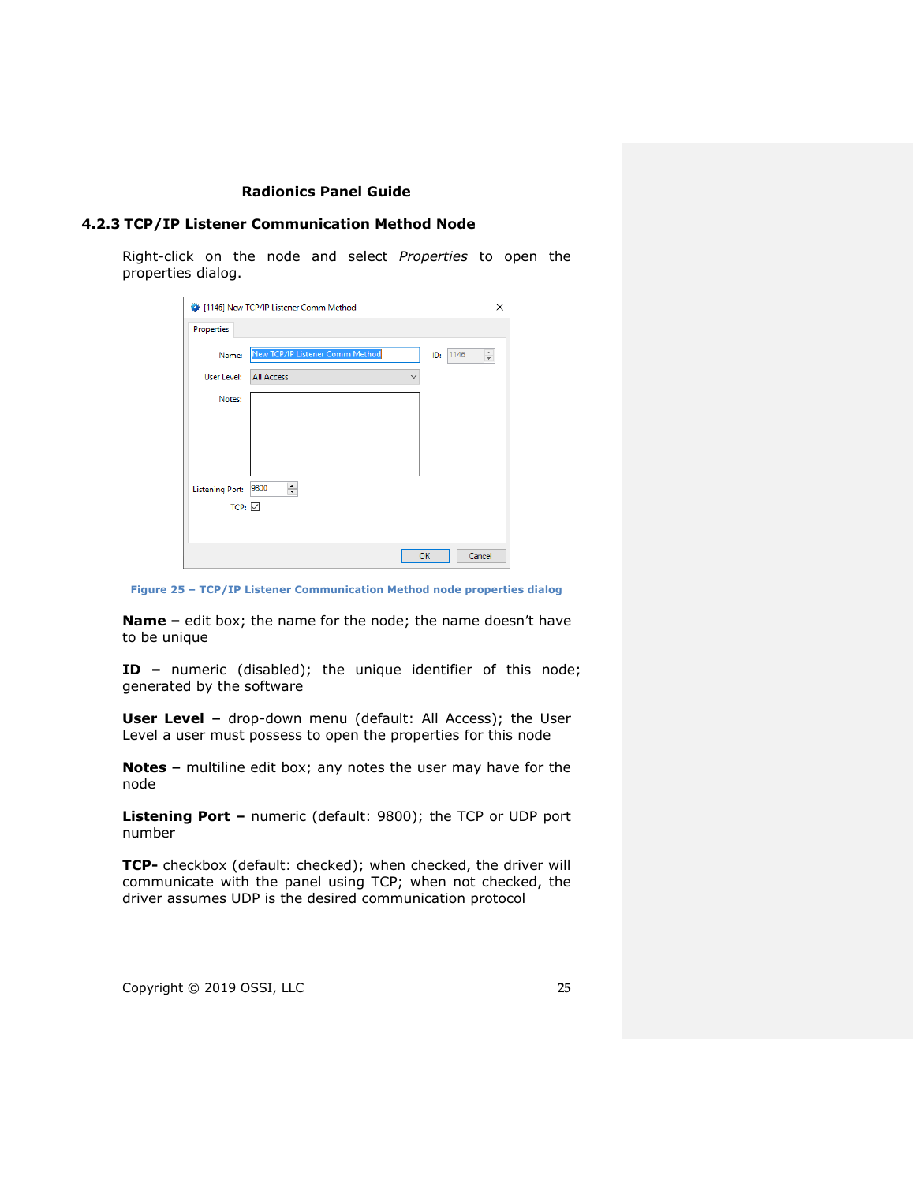### 4.2.3 TCP/IP Listener Communication Method Node

Right-click on the node and select *Properties* to open the properties dialog.

Figure 25 – TCP/IP Listener Communication Method node properties dialog

**Name –** edit box; the name for the node; the name doesn't have to be unique

**ID –** numeric (disabled); the unique identifier of this node; generated by the software

**User Level –** drop-down menu (default: All Access); the User Level a user must possess to open the properties for this node

**Notes –** multiline edit box; any notes the user may have for the node

**Listening Port –** numeric (default: 9800); the TCP or UDP port number

**TCP-** checkbox (default: checked); when checked, the driver will communicate with the panel using TCP; when not checked, the driver assumes UDP is the desired communication protocol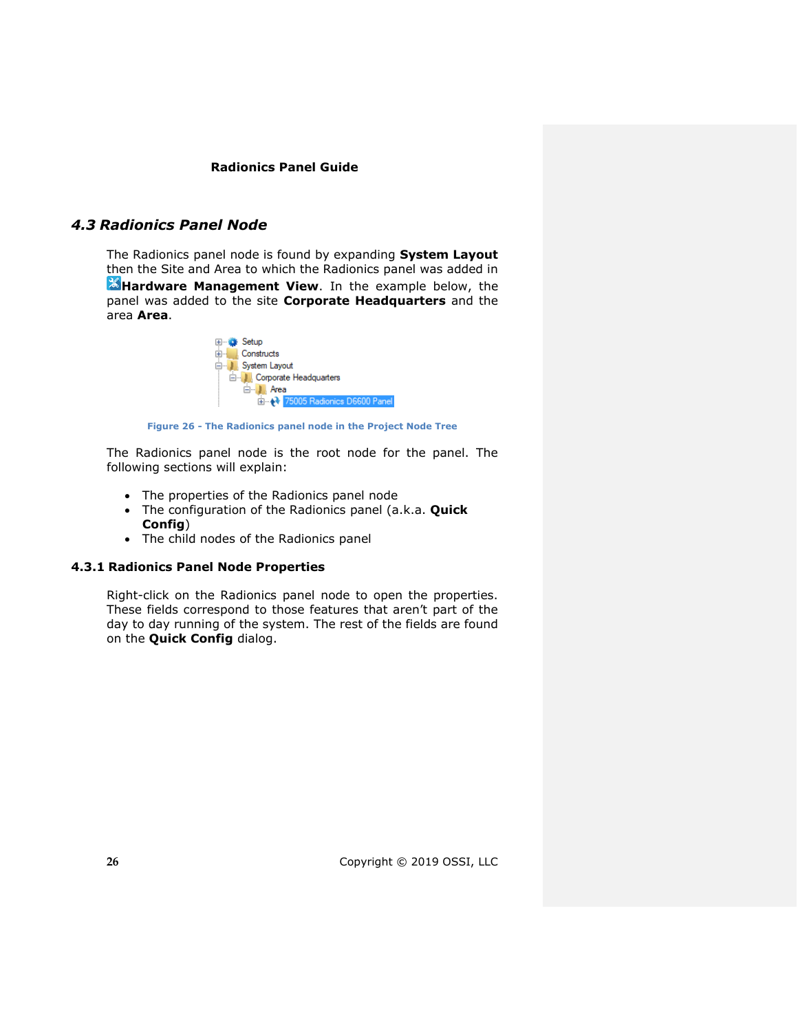## 4.3 Radionics Panel Node

The Radionics panel node is found by expanding **System Layout** then the Site and Area to which the Radionics panel was added in **Hardware Management View**. In the example below, the panel was added to the site **Corporate Headquarters** and the area **Area**.

Figure 26 - The Radionics panel node in the Project Node Tree

The Radionics panel node is the root node for the panel. The following sections will explain:

- The properties of the Radionics panel node
- The configuration of the Radionics panel (a.k.a. **Quick Config**)
- The child nodes of the Radionics panel

### 4.3.1 Radionics Panel Node Properties

Right-click on the Radionics panel node to open the properties. These fields correspond to those features that aren't part of the day to day running of the system. The rest of the fields are found on the **Quick Config** dialog.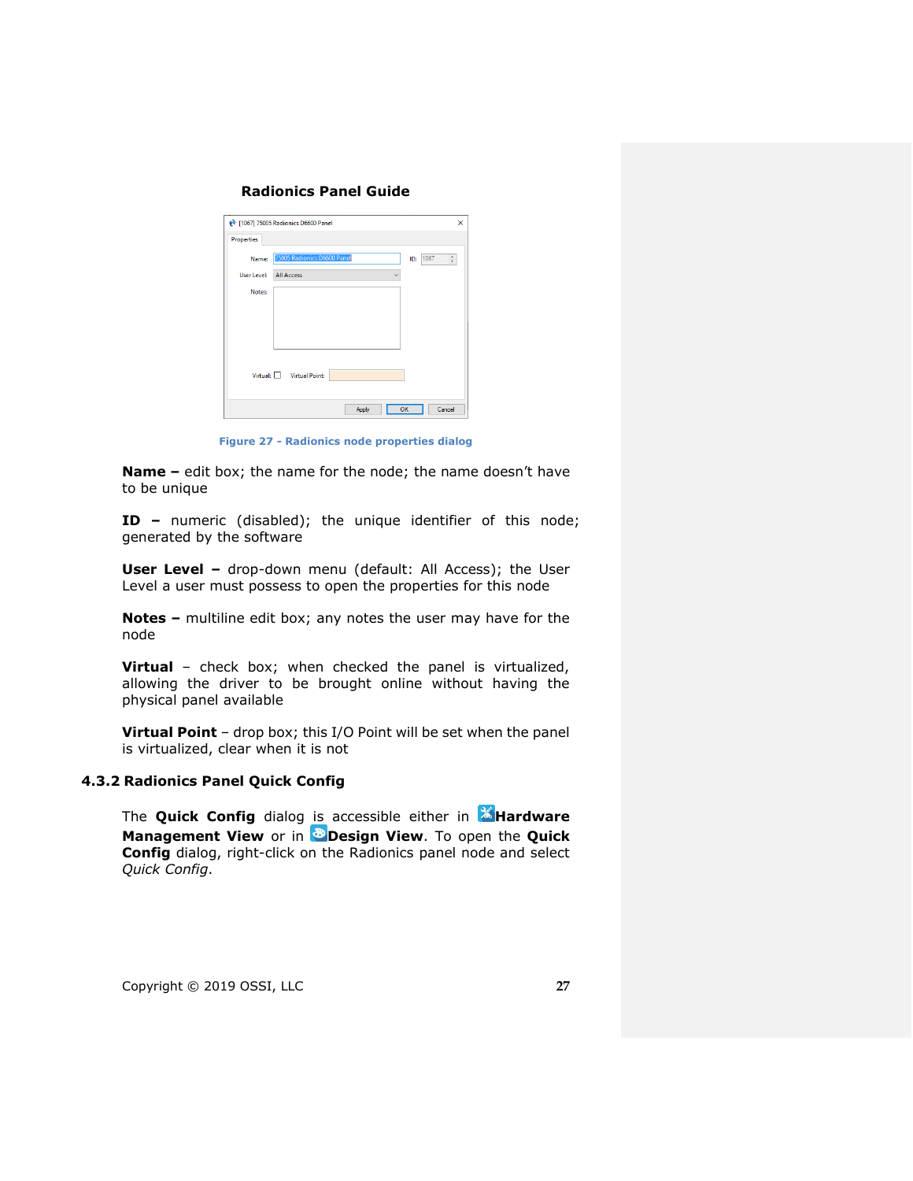Figure 27 - Radionics node properties dialog

**Name –** edit box; the name for the node; the name doesn't have to be unique

**ID –** numeric (disabled); the unique identifier of this node; generated by the software

**User Level –** drop-down menu (default: All Access); the User Level a user must possess to open the properties for this node

**Notes –** multiline edit box; any notes the user may have for the node

**Virtual** – check box; when checked the panel is virtualized, allowing the driver to be brought online without having the physical panel available

**Virtual Point** – drop box; this I/O Point will be set when the panel is virtualized, clear when it is not

### 4.3.2 Radionics Panel Quick Config

The **Quick Config** dialog is accessible either in **Hardware Management View** or in **Design View**. To open the **Quick Config** dialog, right-click on the Radionics panel node and select *Quick Config*.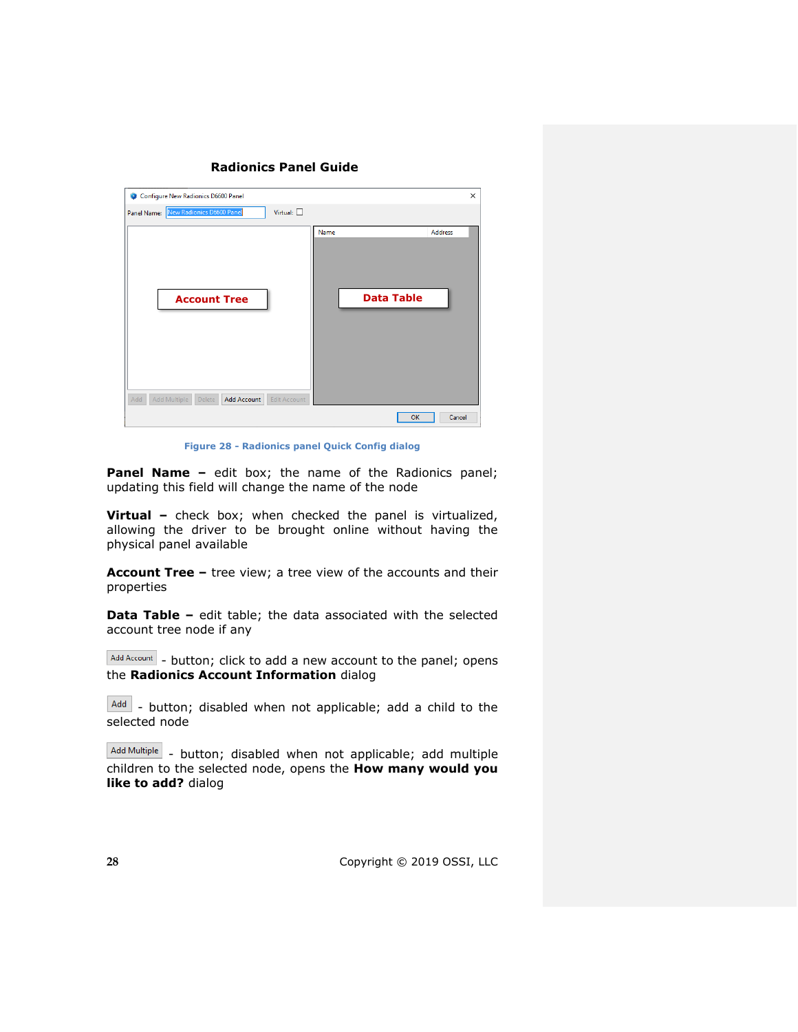Figure 28 - Radionics panel Quick Config dialog

**Panel Name –** edit box; the name of the Radionics panel; updating this field will change the name of the node

**Virtual –** check box; when checked the panel is virtualized, allowing the driver to be brought online without having the physical panel available

**Account Tree –** tree view; a tree view of the accounts and their properties

**Data Table –** edit table; the data associated with the selected account tree node if any

Add Account - button; click to add a new account to the panel; opens the **Radionics Account Information** dialog

Add - button; disabled when not applicable; add a child to the selected node

Add Multiple - button; disabled when not applicable; add multiple children to the selected node, opens the **How many would you like to add?** dialog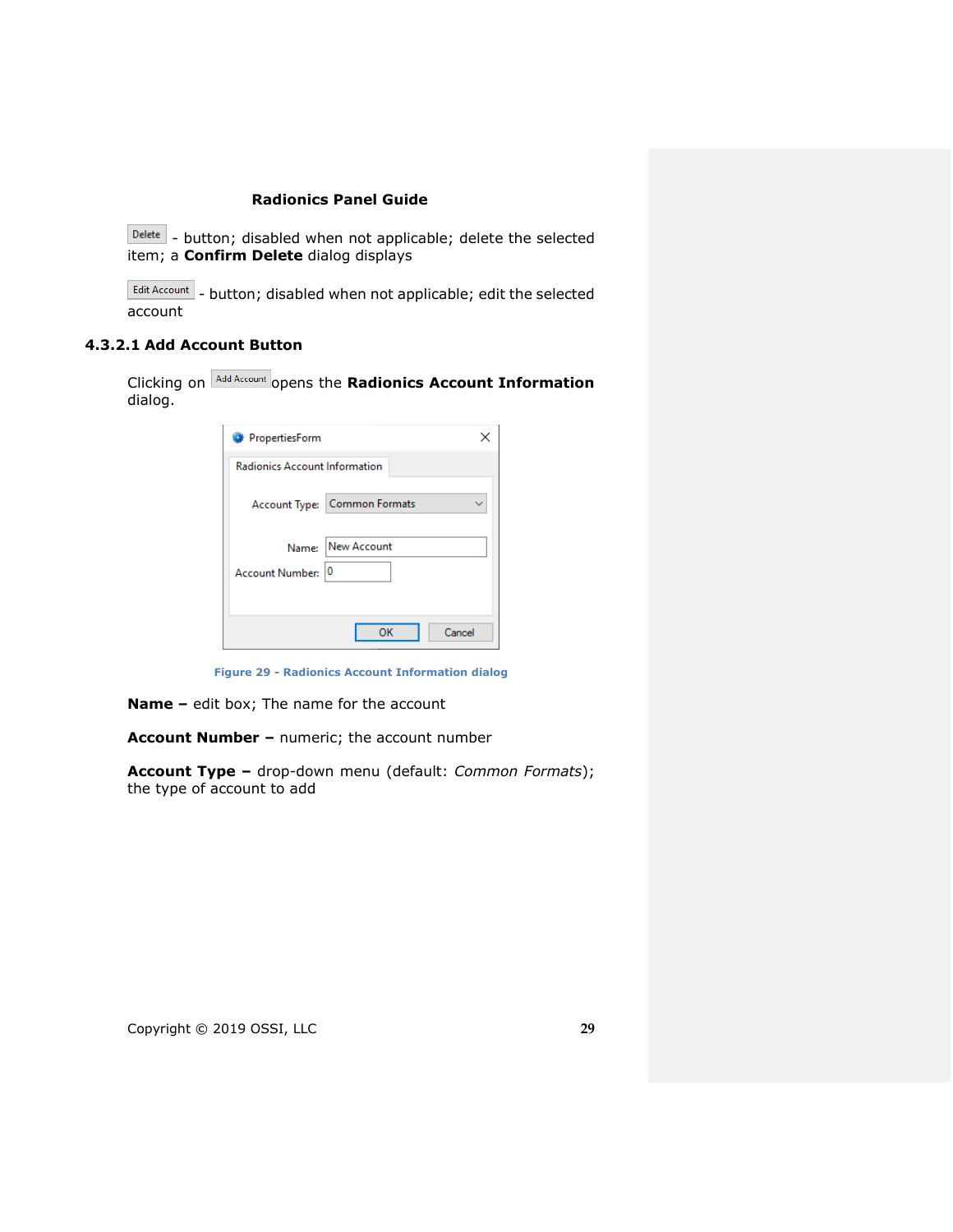**Radionics Panel Guide**

Delete - button; disabled when not applicable; delete the selected item; a **Confirm Delete** dialog displays

Edit Account - button; disabled when not applicable; edit the selected account

### 4.3.2.1 Add Account Button

Clicking on Add Account opens the **Radionics Account Information** dialog.

Figure 29 - Radionics Account Information dialog

**Name –** edit box; The name for the account

**Account Number –** numeric; the account number

**Account Type –** drop-down menu (default: *Common Formats*); the type of account to add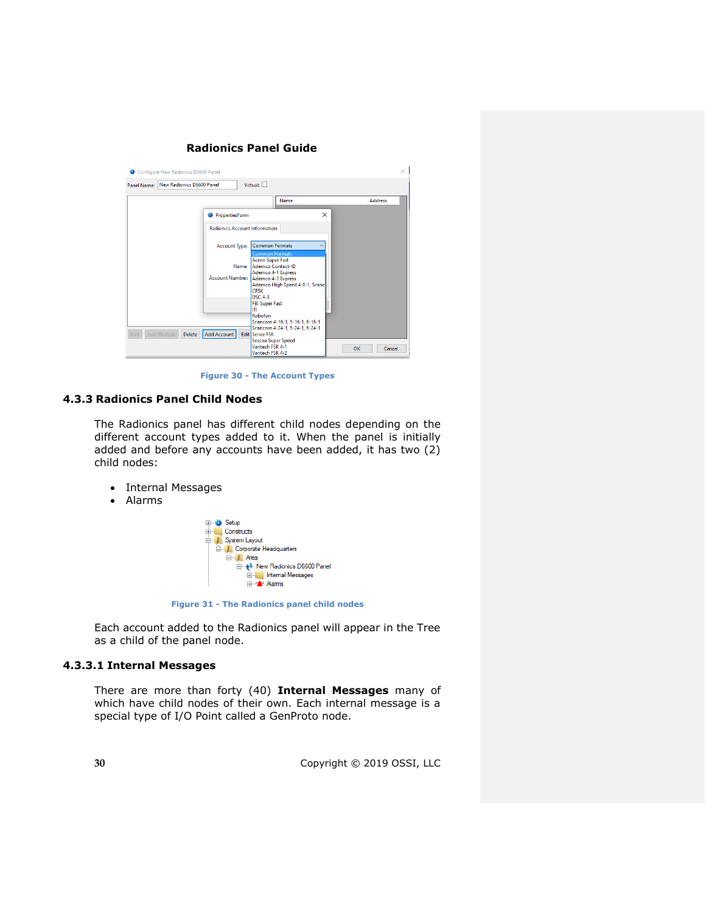Figure 30 - The Account Types

### 4.3.3 Radionics Panel Child Nodes

The Radionics panel has different child nodes depending on the different account types added to it. When the panel is initially added and before any accounts have been added, it has two (2) child nodes:

- Internal Messages
- Alarms

Figure 31 - The Radionics panel child nodes

Each account added to the Radionics panel will appear in the Tree as a child of the panel node.

#### 4.3.3.1 Internal Messages

There are more than forty (40) **Internal Messages** many of which have child nodes of their own. Each internal message is a special type of I/O Point called a GenProto node.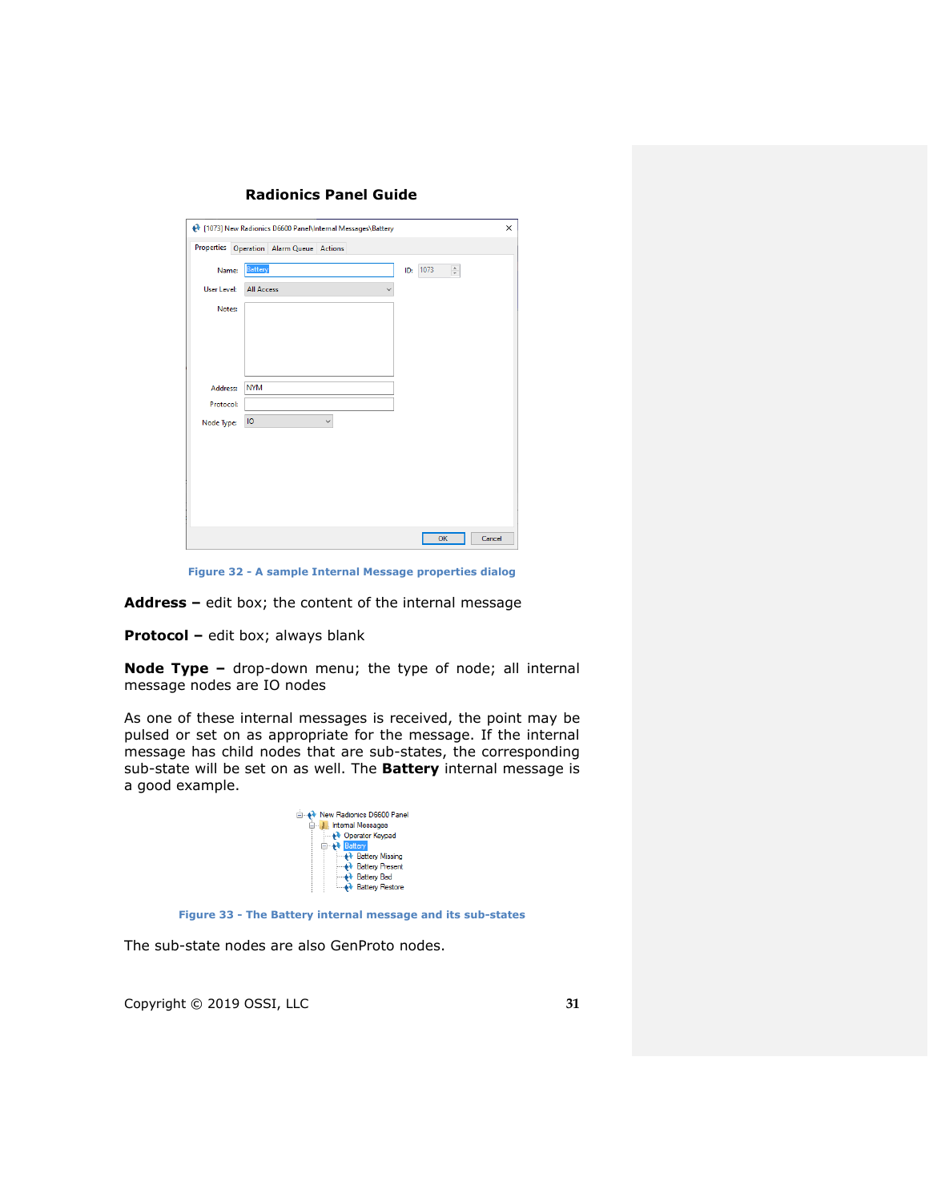Figure 32 - A sample Internal Message properties dialog

**Address –** edit box; the content of the internal message

**Protocol –** edit box; always blank

**Node Type –** drop-down menu; the type of node; all internal message nodes are IO nodes

As one of these internal messages is received, the point may be pulsed or set on as appropriate for the message. If the internal message has child nodes that are sub-states, the corresponding sub-state will be set on as well. The **Battery** internal message is a good example.

Figure 33 - The Battery internal message and its sub-states

The sub-state nodes are also GenProto nodes.

Copyright © 2019 OSSI, LLC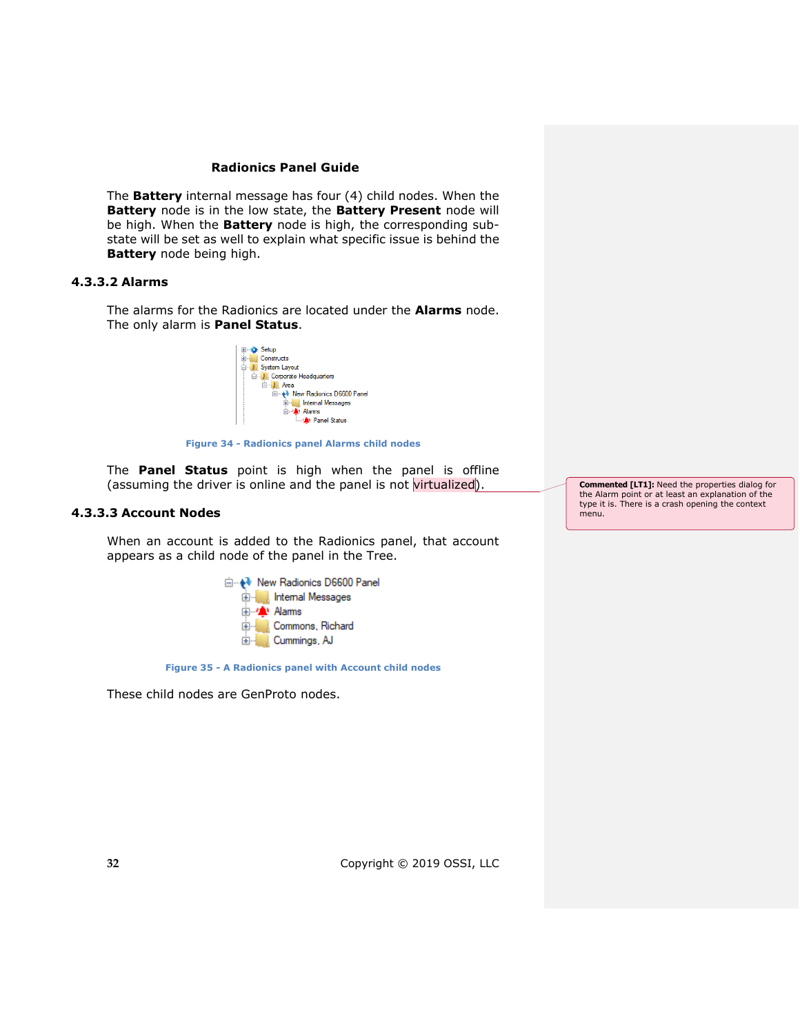The **Battery** internal message has four (4) child nodes. When the **Battery** node is in the low state, the **Battery Present** node will be high. When the **Battery** node is high, the corresponding sub-state will be set as well to explain what specific issue is behind the **Battery** node being high.

### 4.3.3.2 Alarms

The alarms for the Radionics are located under the **Alarms** node. The only alarm is **Panel Status**.

Figure 34 - Radionics panel Alarms child nodes

The **Panel Status** point is high when the panel is offline (assuming the driver is online and the panel is not virtualized).

**Commented [LT1]:** Need the properties dialog for the Alarm point or at least an explanation of the type it is. There is a crash opening the context menu.

### 4.3.3.3 Account Nodes

When an account is added to the Radionics panel, that account appears as a child node of the panel in the Tree.

Figure 35 - A Radionics panel with Account child nodes

These child nodes are GenProto nodes.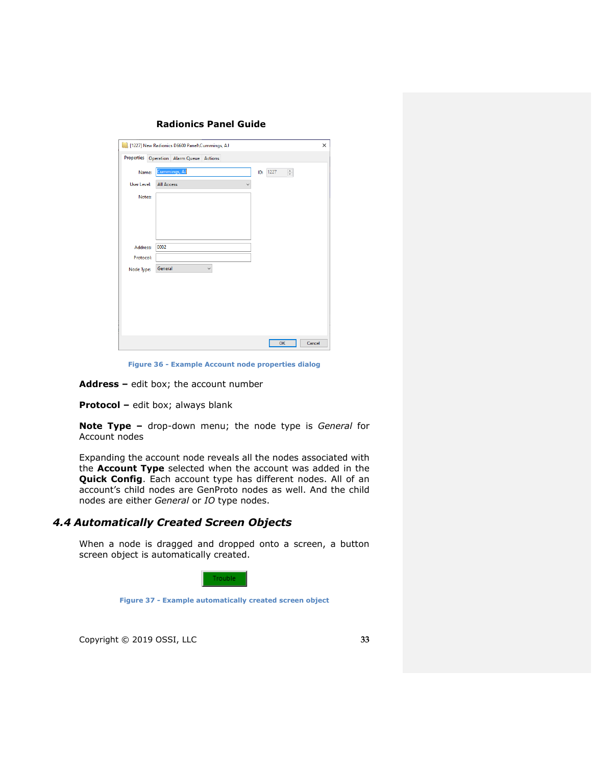Figure 36 - Example Account node properties dialog

**Address –** edit box; the account number

**Protocol –** edit box; always blank

**Note Type –** drop-down menu; the node type is *General* for Account nodes

Expanding the account node reveals all the nodes associated with the **Account Type** selected when the account was added in the **Quick Config**. Each account type has different nodes. All of an account's child nodes are GenProto nodes as well. And the child nodes are either *General* or *IO* type nodes.

## 4.4 Automatically Created Screen Objects

When a node is dragged and dropped onto a screen, a button screen object is automatically created.

Figure 37 - Example automatically created screen object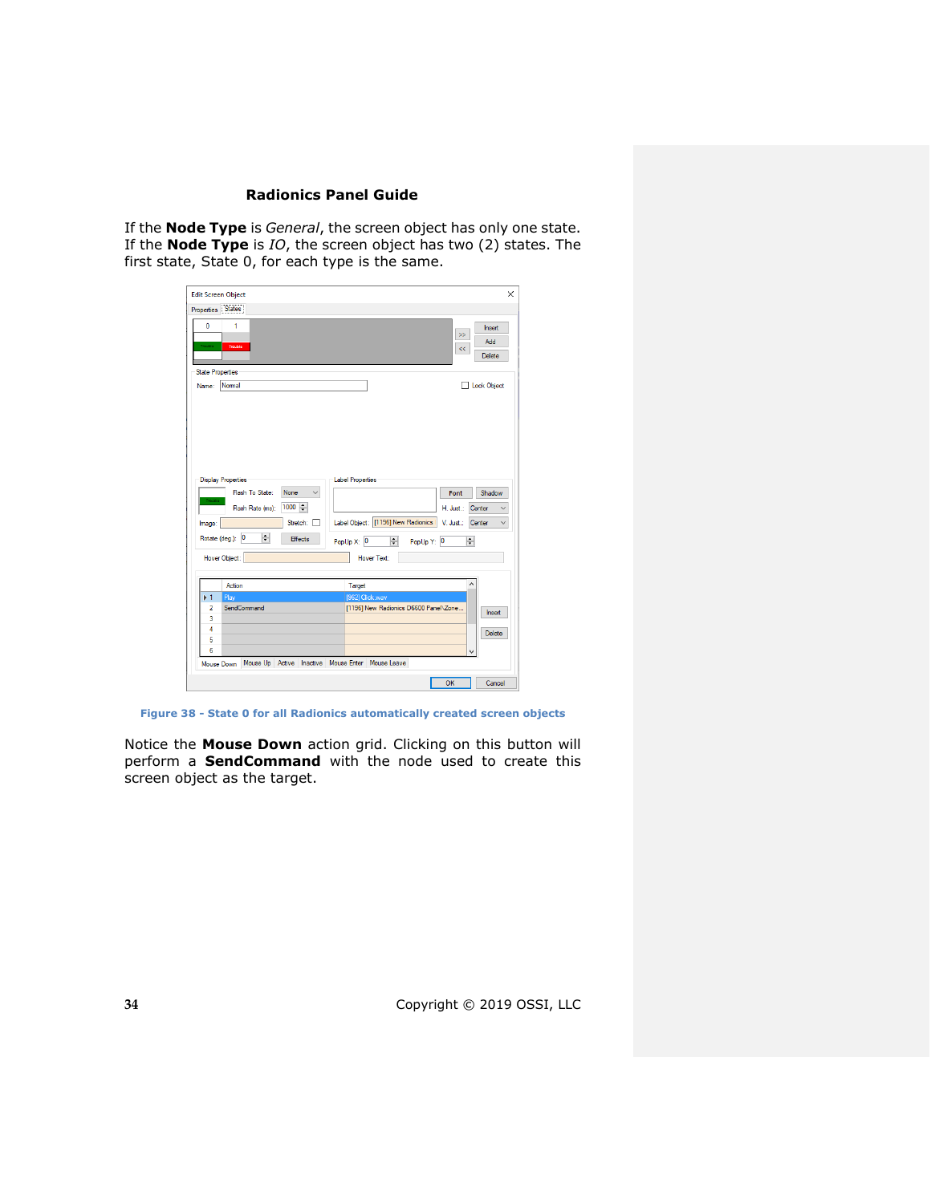If the **Node Type** is *General*, the screen object has only one state. If the **Node Type** is *IO*, the screen object has two (2) states. The first state, State 0, for each type is the same.

**Figure 38 - State 0 for all Radionics automatically created screen objects**

Notice the **Mouse Down** action grid. Clicking on this button will perform a **SendCommand** with the node used to create this screen object as the target.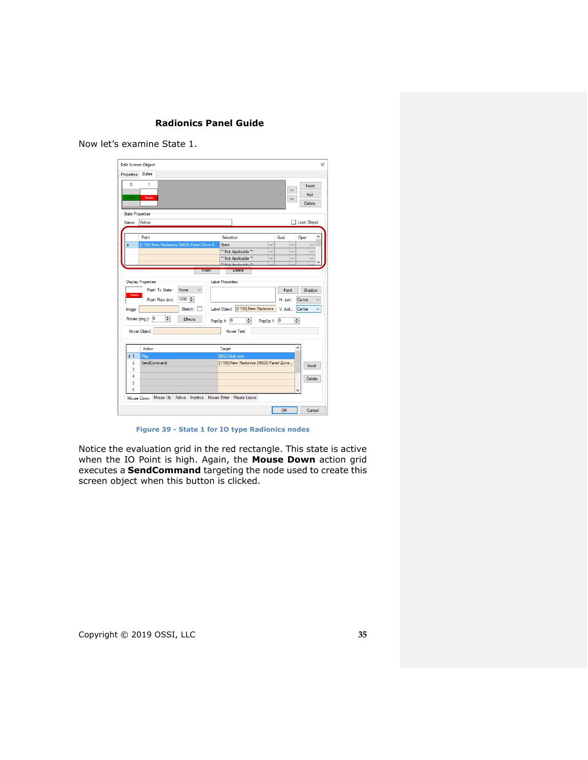Now let's examine State 1.

Figure 39 - State 1 for IO type Radionics nodes

Notice the evaluation grid in the red rectangle. This state is active when the IO Point is high. Again, the **Mouse Down** action grid executes a **SendCommand** targeting the node used to create this screen object when this button is clicked.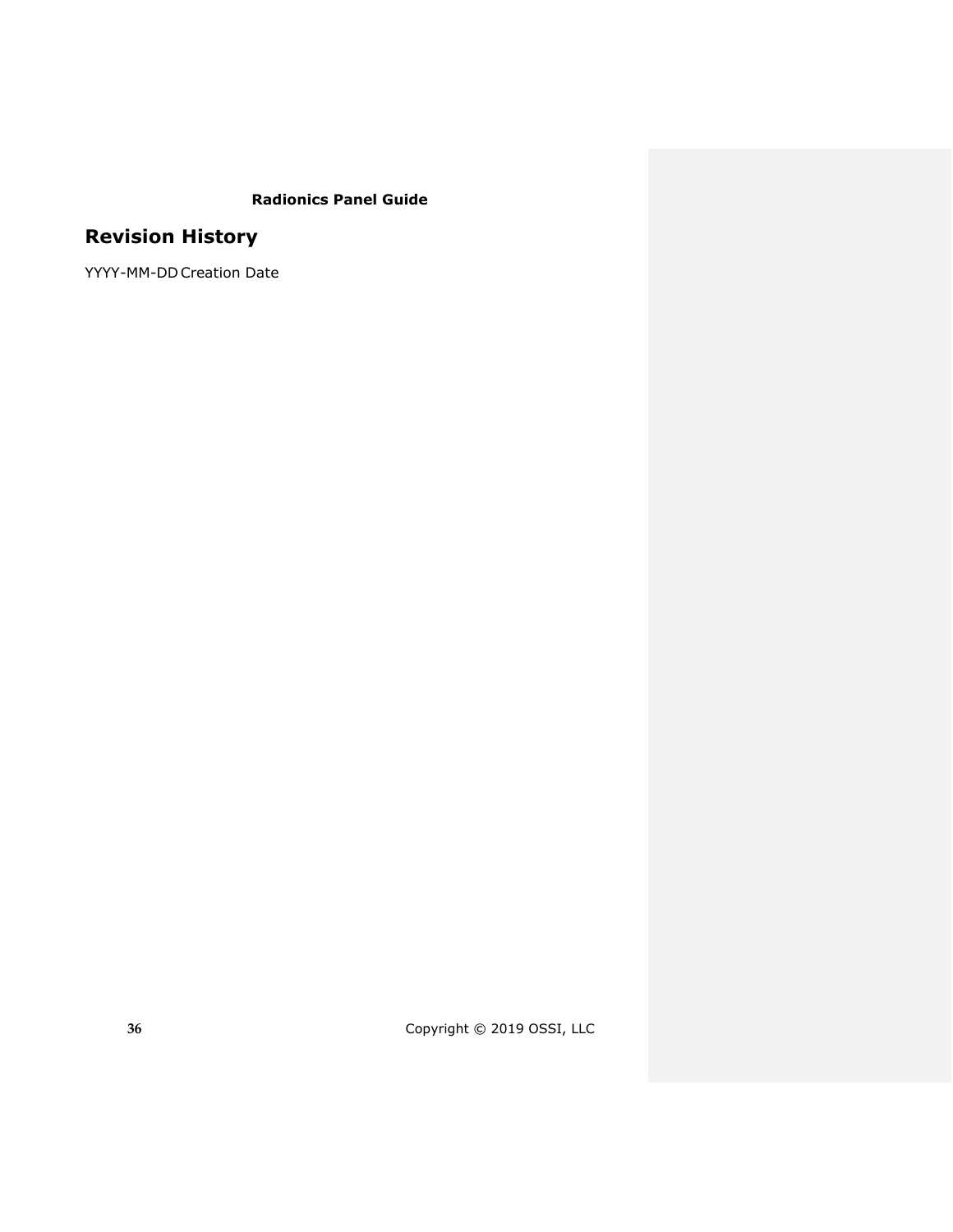## Revision History

YYYY-MM-DD Creation Date